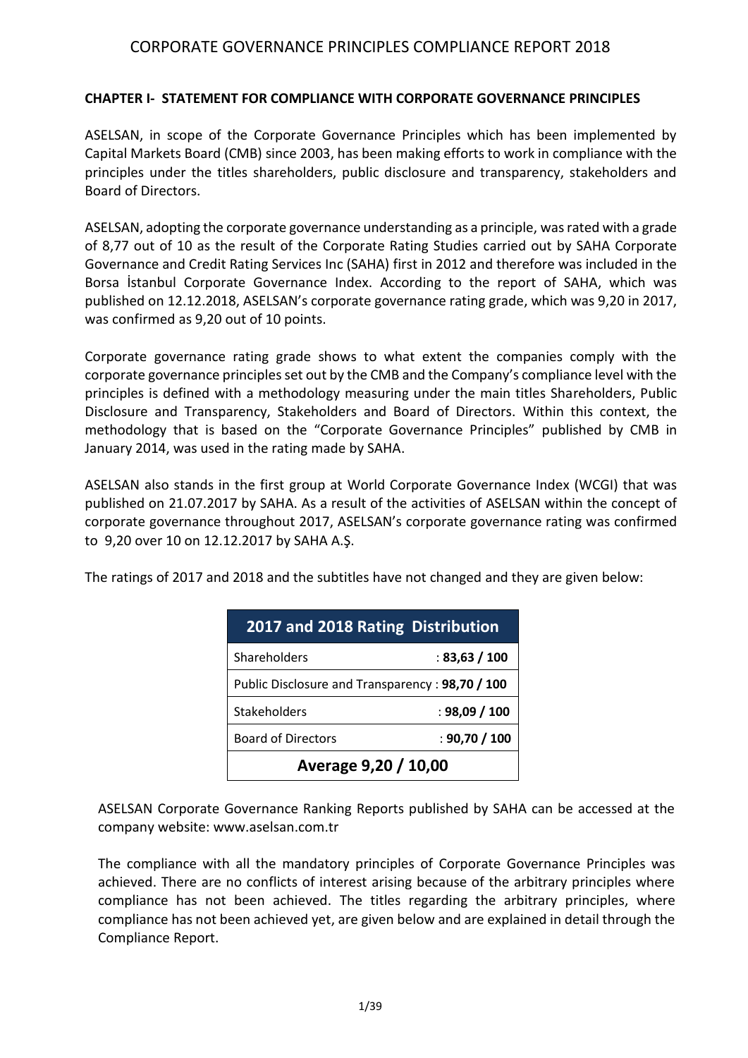# CORPORATE GOVERNANCE PRINCIPLES COMPLIANCE REPORT 2018

## CHAPTER I- STATEMENT FOR COMPLIANCE WITH CORPORATE GOVERNANCE PRINCIPLES

ASELSAN, in scope of the Corporate Governance Principles which has been implemented by Capital Markets Board (CMB) since 2003, has been making efforts to work in compliance with the principles under the titles shareholders, public disclosure and transparency, stakeholders and Board of Directors.

ASELSAN, adopting the corporate governance understanding as a principle, was rated with a grade of 8,77 out of 10 as the result of the Corporate Rating Studies carried out by SAHA Corporate Governance and Credit Rating Services Inc (SAHA) first in 2012 and therefore was included in the Borsa İstanbul Corporate Governance Index. According to the report of SAHA, which was published on 12.12.2018, ASELSAN's corporate governance rating grade, which was 9,20 in 2017, was confirmed as 9,20 out of 10 points.

Corporate governance rating grade shows to what extent the companies comply with the corporate governance principles set out by the CMB and the Company's compliance level with the principles is defined with a methodology measuring under the main titles Shareholders, Public Disclosure and Transparency, Stakeholders and Board of Directors. Within this context, the methodology that is based on the "Corporate Governance Principles" published by CMB in January 2014, was used in the rating made by SAHA.

ASELSAN also stands in the first group at World Corporate Governance Index (WCGI) that was published on 21.07.2017 by SAHA. As a result of the activities of ASELSAN within the concept of corporate governance throughout 2017, ASELSAN's corporate governance rating was confirmed to 9,20 over 10 on 12.12.2017 by SAHA A.Ş.

The ratings of 2017 and 2018 and the subtitles have not changed and they are given below:

| 2017 and 2018 Rating Distribution | |
|---|---|
| Shareholders | : **83,63 / 100** |
| Public Disclosure and Transparency | : **98,70 / 100** |
| Stakeholders | : **98,09 / 100** |
| Board of Directors | : **90,70 / 100** |
| **Average 9,20 / 10,00** | |

ASELSAN Corporate Governance Ranking Reports published by SAHA can be accessed at the company website: www.aselsan.com.tr

The compliance with all the mandatory principles of Corporate Governance Principles was achieved. There are no conflicts of interest arising because of the arbitrary principles where compliance has not been achieved. The titles regarding the arbitrary principles, where compliance has not been achieved yet, are given below and are explained in detail through the Compliance Report.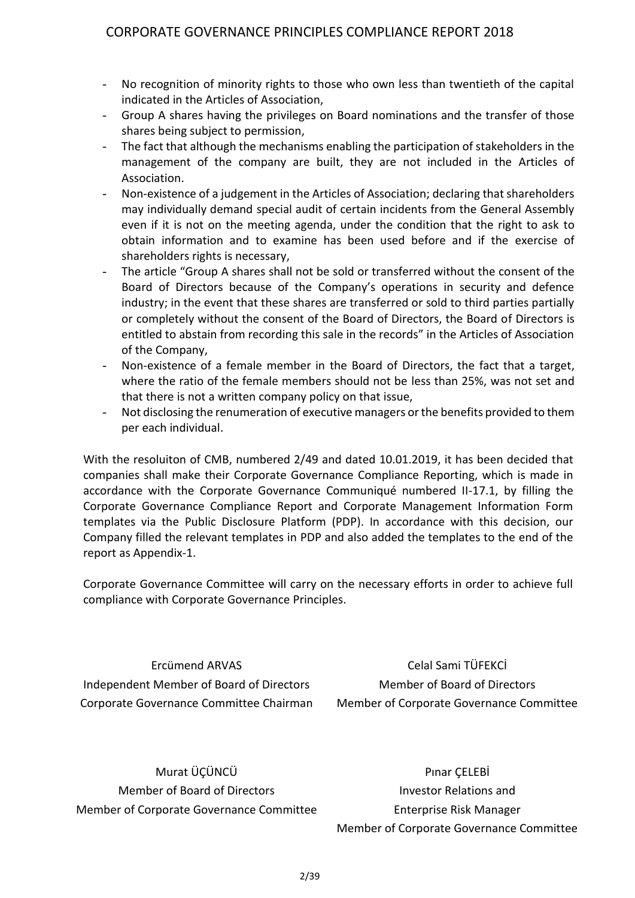- No recognition of minority rights to those who own less than twentieth of the capital indicated in the Articles of Association,
- Group A shares having the privileges on Board nominations and the transfer of those shares being subject to permission,
- The fact that although the mechanisms enabling the participation of stakeholders in the management of the company are built, they are not included in the Articles of Association.
- Non-existence of a judgement in the Articles of Association; declaring that shareholders may individually demand special audit of certain incidents from the General Assembly even if it is not on the meeting agenda, under the condition that the right to ask to obtain information and to examine has been used before and if the exercise of shareholders rights is necessary,
- The article "Group A shares shall not be sold or transferred without the consent of the Board of Directors because of the Company's operations in security and defence industry; in the event that these shares are transferred or sold to third parties partially or completely without the consent of the Board of Directors, the Board of Directors is entitled to abstain from recording this sale in the records" in the Articles of Association of the Company,
- Non-existence of a female member in the Board of Directors, the fact that a target, where the ratio of the female members should not be less than 25%, was not set and that there is not a written company policy on that issue,
- Not disclosing the renumeration of executive managers or the benefits provided to them per each individual.

With the resoluiton of CMB, numbered 2/49 and dated 10.01.2019, it has been decided that companies shall make their Corporate Governance Compliance Reporting, which is made in accordance with the Corporate Governance Communiqué numbered II-17.1, by filling the Corporate Governance Compliance Report and Corporate Management Information Form templates via the Public Disclosure Platform (PDP). In accordance with this decision, our Company filled the relevant templates in PDP and also added the templates to the end of the report as Appendix-1.

Corporate Governance Committee will carry on the necessary efforts in order to achieve full compliance with Corporate Governance Principles.

Ercümend ARVAS
Independent Member of Board of Directors
Corporate Governance Committee Chairman

Celal Sami TÜFEKCİ
Member of Board of Directors
Member of Corporate Governance Committee

Murat ÜÇÜNCÜ
Member of Board of Directors
Member of Corporate Governance Committee

Pınar ÇELEBİ
Investor Relations and
Enterprise Risk Manager
Member of Corporate Governance Committee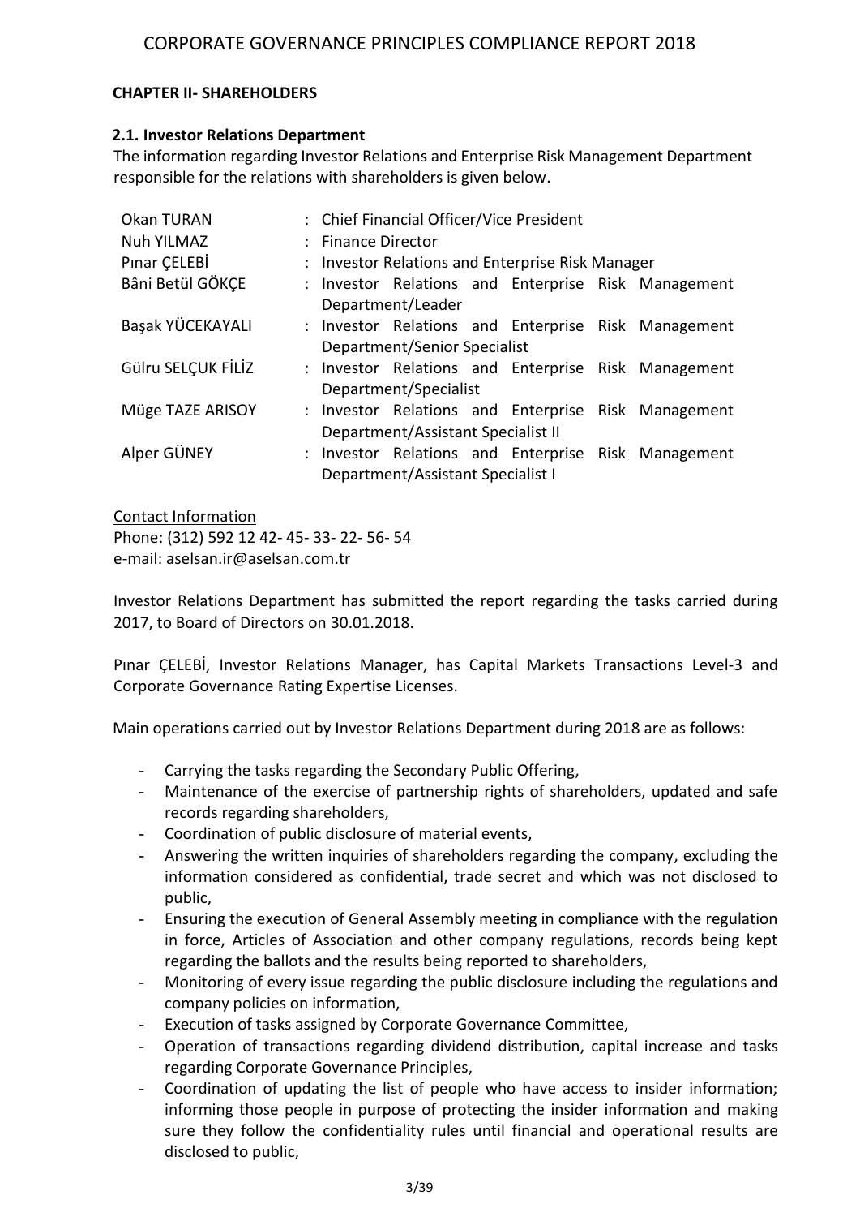## CHAPTER II- SHAREHOLDERS

### 2.1. Investor Relations Department

The information regarding Investor Relations and Enterprise Risk Management Department responsible for the relations with shareholders is given below.

| | |
|---|---|
| Okan TURAN | : Chief Financial Officer/Vice President |
| Nuh YILMAZ | : Finance Director |
| Pınar ÇELEBİ | : Investor Relations and Enterprise Risk Manager |
| Bâni Betül GÖKÇE | : Investor Relations and Enterprise Risk Management Department/Leader |
| Başak YÜCEKAYALI | : Investor Relations and Enterprise Risk Management Department/Senior Specialist |
| Gülru SELÇUK FİLİZ | : Investor Relations and Enterprise Risk Management Department/Specialist |
| Müge TAZE ARISOY | : Investor Relations and Enterprise Risk Management Department/Assistant Specialist II |
| Alper GÜNEY | : Investor Relations and Enterprise Risk Management Department/Assistant Specialist I |

Contact Information
Phone: (312) 592 12 42- 45- 33- 22- 56- 54
e-mail: aselsan.ir@aselsan.com.tr

Investor Relations Department has submitted the report regarding the tasks carried during 2017, to Board of Directors on 30.01.2018.

Pınar ÇELEBİ, Investor Relations Manager, has Capital Markets Transactions Level-3 and Corporate Governance Rating Expertise Licenses.

Main operations carried out by Investor Relations Department during 2018 are as follows:

- Carrying the tasks regarding the Secondary Public Offering,
- Maintenance of the exercise of partnership rights of shareholders, updated and safe records regarding shareholders,
- Coordination of public disclosure of material events,
- Answering the written inquiries of shareholders regarding the company, excluding the information considered as confidential, trade secret and which was not disclosed to public,
- Ensuring the execution of General Assembly meeting in compliance with the regulation in force, Articles of Association and other company regulations, records being kept regarding the ballots and the results being reported to shareholders,
- Monitoring of every issue regarding the public disclosure including the regulations and company policies on information,
- Execution of tasks assigned by Corporate Governance Committee,
- Operation of transactions regarding dividend distribution, capital increase and tasks regarding Corporate Governance Principles,
- Coordination of updating the list of people who have access to insider information; informing those people in purpose of protecting the insider information and making sure they follow the confidentiality rules until financial and operational results are disclosed to public,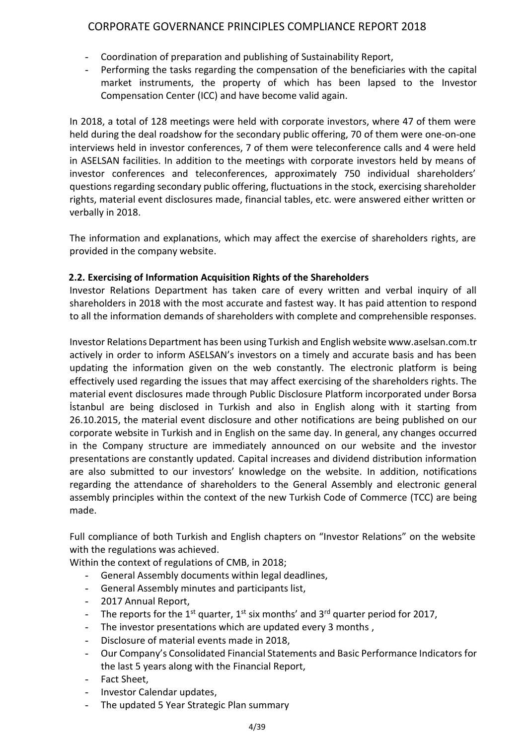- Coordination of preparation and publishing of Sustainability Report,
- Performing the tasks regarding the compensation of the beneficiaries with the capital market instruments, the property of which has been lapsed to the Investor Compensation Center (ICC) and have become valid again.

In 2018, a total of 128 meetings were held with corporate investors, where 47 of them were held during the deal roadshow for the secondary public offering, 70 of them were one-on-one interviews held in investor conferences, 7 of them were teleconference calls and 4 were held in ASELSAN facilities. In addition to the meetings with corporate investors held by means of investor conferences and teleconferences, approximately 750 individual shareholders' questions regarding secondary public offering, fluctuations in the stock, exercising shareholder rights, material event disclosures made, financial tables, etc. were answered either written or verbally in 2018.

The information and explanations, which may affect the exercise of shareholders rights, are provided in the company website.

### 2.2. Exercising of Information Acquisition Rights of the Shareholders

Investor Relations Department has taken care of every written and verbal inquiry of all shareholders in 2018 with the most accurate and fastest way. It has paid attention to respond to all the information demands of shareholders with complete and comprehensible responses.

Investor Relations Department has been using Turkish and English website www.aselsan.com.tr actively in order to inform ASELSAN's investors on a timely and accurate basis and has been updating the information given on the web constantly. The electronic platform is being effectively used regarding the issues that may affect exercising of the shareholders rights. The material event disclosures made through Public Disclosure Platform incorporated under Borsa İstanbul are being disclosed in Turkish and also in English along with it starting from 26.10.2015, the material event disclosure and other notifications are being published on our corporate website in Turkish and in English on the same day. In general, any changes occurred in the Company structure are immediately announced on our website and the investor presentations are constantly updated. Capital increases and dividend distribution information are also submitted to our investors' knowledge on the website. In addition, notifications regarding the attendance of shareholders to the General Assembly and electronic general assembly principles within the context of the new Turkish Code of Commerce (TCC) are being made.

Full compliance of both Turkish and English chapters on "Investor Relations" on the website with the regulations was achieved.

Within the context of regulations of CMB, in 2018;

- General Assembly documents within legal deadlines,
- General Assembly minutes and participants list,
- 2017 Annual Report,
- The reports for the 1st quarter, 1st six months' and 3rd quarter period for 2017,
- The investor presentations which are updated every 3 months ,
- Disclosure of material events made in 2018,
- Our Company's Consolidated Financial Statements and Basic Performance Indicators for the last 5 years along with the Financial Report,
- Fact Sheet,
- Investor Calendar updates,
- The updated 5 Year Strategic Plan summary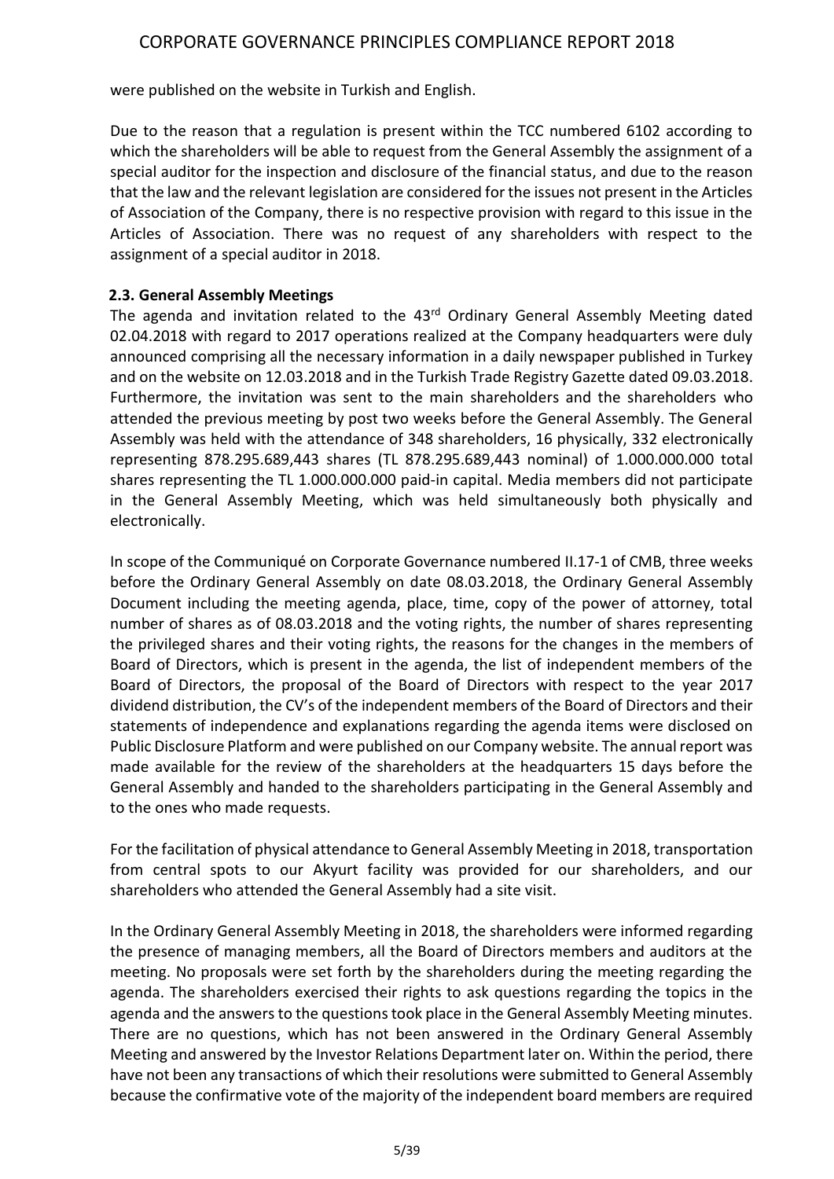were published on the website in Turkish and English.

Due to the reason that a regulation is present within the TCC numbered 6102 according to which the shareholders will be able to request from the General Assembly the assignment of a special auditor for the inspection and disclosure of the financial status, and due to the reason that the law and the relevant legislation are considered for the issues not present in the Articles of Association of the Company, there is no respective provision with regard to this issue in the Articles of Association. There was no request of any shareholders with respect to the assignment of a special auditor in 2018.

### 2.3. General Assembly Meetings

The agenda and invitation related to the 43rd Ordinary General Assembly Meeting dated 02.04.2018 with regard to 2017 operations realized at the Company headquarters were duly announced comprising all the necessary information in a daily newspaper published in Turkey and on the website on 12.03.2018 and in the Turkish Trade Registry Gazette dated 09.03.2018. Furthermore, the invitation was sent to the main shareholders and the shareholders who attended the previous meeting by post two weeks before the General Assembly. The General Assembly was held with the attendance of 348 shareholders, 16 physically, 332 electronically representing 878.295.689,443 shares (TL 878.295.689,443 nominal) of 1.000.000.000 total shares representing the TL 1.000.000.000 paid-in capital. Media members did not participate in the General Assembly Meeting, which was held simultaneously both physically and electronically.

In scope of the Communiqué on Corporate Governance numbered II.17-1 of CMB, three weeks before the Ordinary General Assembly on date 08.03.2018, the Ordinary General Assembly Document including the meeting agenda, place, time, copy of the power of attorney, total number of shares as of 08.03.2018 and the voting rights, the number of shares representing the privileged shares and their voting rights, the reasons for the changes in the members of Board of Directors, which is present in the agenda, the list of independent members of the Board of Directors, the proposal of the Board of Directors with respect to the year 2017 dividend distribution, the CV's of the independent members of the Board of Directors and their statements of independence and explanations regarding the agenda items were disclosed on Public Disclosure Platform and were published on our Company website. The annual report was made available for the review of the shareholders at the headquarters 15 days before the General Assembly and handed to the shareholders participating in the General Assembly and to the ones who made requests.

For the facilitation of physical attendance to General Assembly Meeting in 2018, transportation from central spots to our Akyurt facility was provided for our shareholders, and our shareholders who attended the General Assembly had a site visit.

In the Ordinary General Assembly Meeting in 2018, the shareholders were informed regarding the presence of managing members, all the Board of Directors members and auditors at the meeting. No proposals were set forth by the shareholders during the meeting regarding the agenda. The shareholders exercised their rights to ask questions regarding the topics in the agenda and the answers to the questions took place in the General Assembly Meeting minutes. There are no questions, which has not been answered in the Ordinary General Assembly Meeting and answered by the Investor Relations Department later on. Within the period, there have not been any transactions of which their resolutions were submitted to General Assembly because the confirmative vote of the majority of the independent board members are required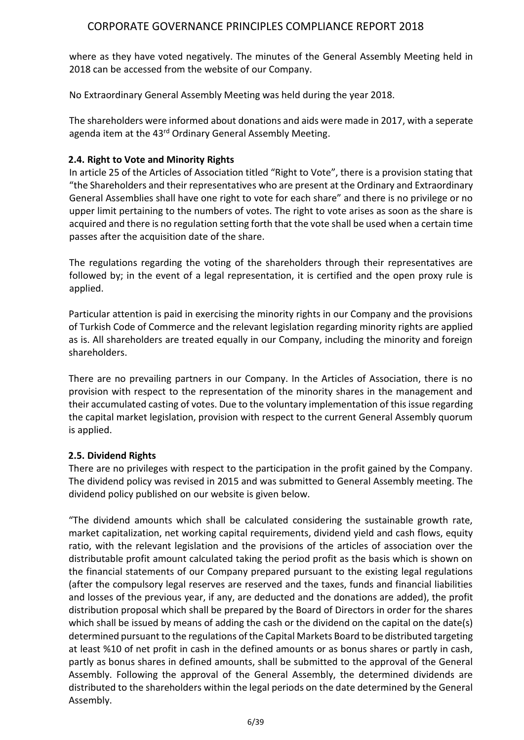where as they have voted negatively. The minutes of the General Assembly Meeting held in 2018 can be accessed from the website of our Company.

No Extraordinary General Assembly Meeting was held during the year 2018.

The shareholders were informed about donations and aids were made in 2017, with a seperate agenda item at the 43rd Ordinary General Assembly Meeting.

### 2.4. Right to Vote and Minority Rights

In article 25 of the Articles of Association titled "Right to Vote", there is a provision stating that "the Shareholders and their representatives who are present at the Ordinary and Extraordinary General Assemblies shall have one right to vote for each share" and there is no privilege or no upper limit pertaining to the numbers of votes. The right to vote arises as soon as the share is acquired and there is no regulation setting forth that the vote shall be used when a certain time passes after the acquisition date of the share.

The regulations regarding the voting of the shareholders through their representatives are followed by; in the event of a legal representation, it is certified and the open proxy rule is applied.

Particular attention is paid in exercising the minority rights in our Company and the provisions of Turkish Code of Commerce and the relevant legislation regarding minority rights are applied as is. All shareholders are treated equally in our Company, including the minority and foreign shareholders.

There are no prevailing partners in our Company. In the Articles of Association, there is no provision with respect to the representation of the minority shares in the management and their accumulated casting of votes. Due to the voluntary implementation of this issue regarding the capital market legislation, provision with respect to the current General Assembly quorum is applied.

### 2.5. Dividend Rights

There are no privileges with respect to the participation in the profit gained by the Company. The dividend policy was revised in 2015 and was submitted to General Assembly meeting. The dividend policy published on our website is given below.

"The dividend amounts which shall be calculated considering the sustainable growth rate, market capitalization, net working capital requirements, dividend yield and cash flows, equity ratio, with the relevant legislation and the provisions of the articles of association over the distributable profit amount calculated taking the period profit as the basis which is shown on the financial statements of our Company prepared pursuant to the existing legal regulations (after the compulsory legal reserves are reserved and the taxes, funds and financial liabilities and losses of the previous year, if any, are deducted and the donations are added), the profit distribution proposal which shall be prepared by the Board of Directors in order for the shares which shall be issued by means of adding the cash or the dividend on the capital on the date(s) determined pursuant to the regulations of the Capital Markets Board to be distributed targeting at least %10 of net profit in cash in the defined amounts or as bonus shares or partly in cash, partly as bonus shares in defined amounts, shall be submitted to the approval of the General Assembly. Following the approval of the General Assembly, the determined dividends are distributed to the shareholders within the legal periods on the date determined by the General Assembly.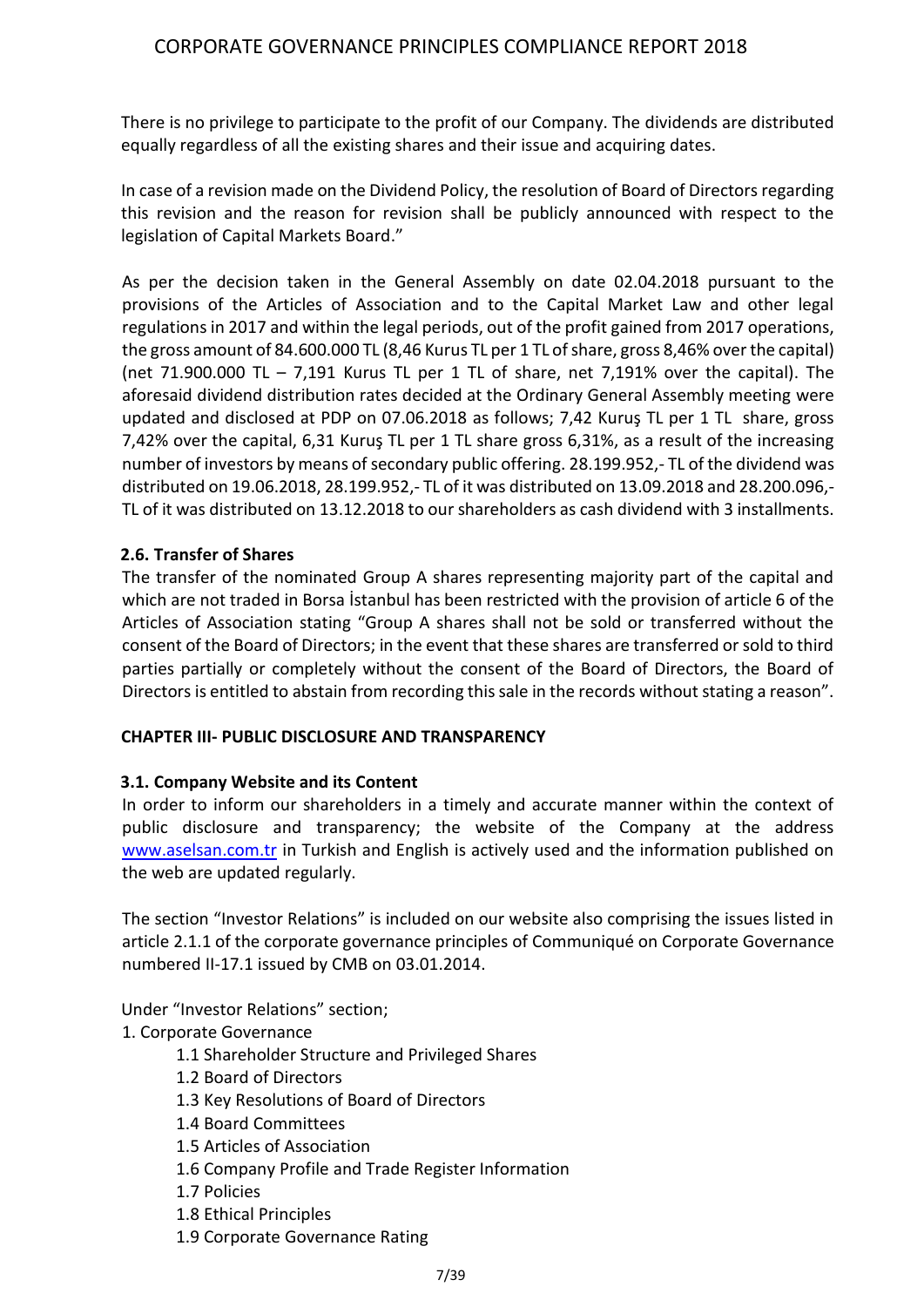There is no privilege to participate to the profit of our Company. The dividends are distributed equally regardless of all the existing shares and their issue and acquiring dates.

In case of a revision made on the Dividend Policy, the resolution of Board of Directors regarding this revision and the reason for revision shall be publicly announced with respect to the legislation of Capital Markets Board."

As per the decision taken in the General Assembly on date 02.04.2018 pursuant to the provisions of the Articles of Association and to the Capital Market Law and other legal regulations in 2017 and within the legal periods, out of the profit gained from 2017 operations, the gross amount of 84.600.000 TL (8,46 Kurus TL per 1 TL of share, gross 8,46% over the capital) (net 71.900.000 TL – 7,191 Kurus TL per 1 TL of share, net 7,191% over the capital). The aforesaid dividend distribution rates decided at the Ordinary General Assembly meeting were updated and disclosed at PDP on 07.06.2018 as follows; 7,42 Kuruş TL per 1 TL share, gross 7,42% over the capital, 6,31 Kuruş TL per 1 TL share gross 6,31%, as a result of the increasing number of investors by means of secondary public offering. 28.199.952,- TL of the dividend was distributed on 19.06.2018, 28.199.952,- TL of it was distributed on 13.09.2018 and 28.200.096,- TL of it was distributed on 13.12.2018 to our shareholders as cash dividend with 3 installments.

### 2.6. Transfer of Shares

The transfer of the nominated Group A shares representing majority part of the capital and which are not traded in Borsa İstanbul has been restricted with the provision of article 6 of the Articles of Association stating "Group A shares shall not be sold or transferred without the consent of the Board of Directors; in the event that these shares are transferred or sold to third parties partially or completely without the consent of the Board of Directors, the Board of Directors is entitled to abstain from recording this sale in the records without stating a reason".

## CHAPTER III- PUBLIC DISCLOSURE AND TRANSPARENCY

### 3.1. Company Website and its Content

In order to inform our shareholders in a timely and accurate manner within the context of public disclosure and transparency; the website of the Company at the address www.aselsan.com.tr in Turkish and English is actively used and the information published on the web are updated regularly.

The section "Investor Relations" is included on our website also comprising the issues listed in article 2.1.1 of the corporate governance principles of Communiqué on Corporate Governance numbered II-17.1 issued by CMB on 03.01.2014.

Under "Investor Relations" section;

1. Corporate Governance
   - 1.1 Shareholder Structure and Privileged Shares
   - 1.2 Board of Directors
   - 1.3 Key Resolutions of Board of Directors
   - 1.4 Board Committees
   - 1.5 Articles of Association
   - 1.6 Company Profile and Trade Register Information
   - 1.7 Policies
   - 1.8 Ethical Principles
   - 1.9 Corporate Governance Rating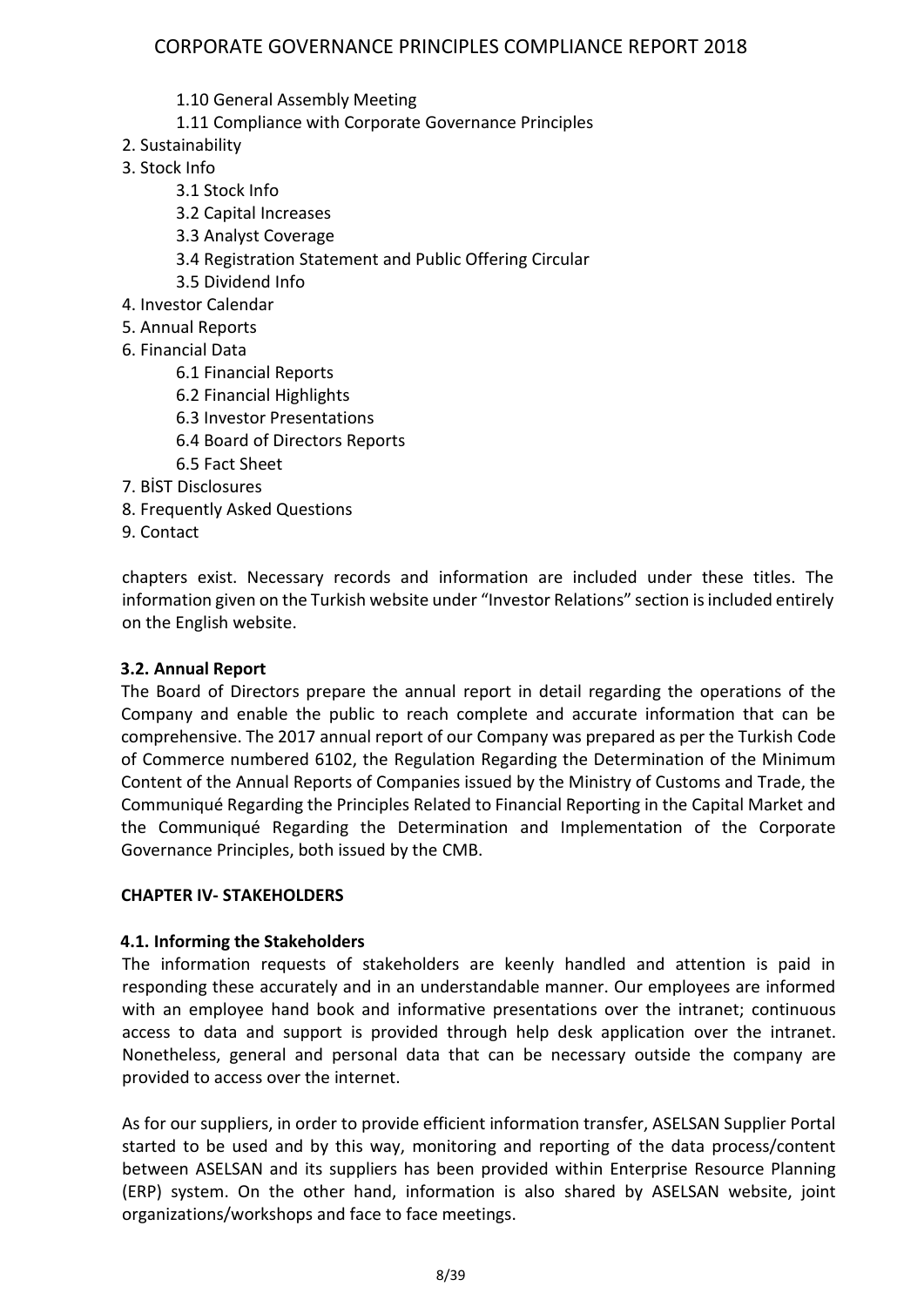1.10 General Assembly Meeting
    1.11 Compliance with Corporate Governance Principles
2. Sustainability
3. Stock Info
    3.1 Stock Info
    3.2 Capital Increases
    3.3 Analyst Coverage
    3.4 Registration Statement and Public Offering Circular
    3.5 Dividend Info
4. Investor Calendar
5. Annual Reports
6. Financial Data
    6.1 Financial Reports
    6.2 Financial Highlights
    6.3 Investor Presentations
    6.4 Board of Directors Reports
    6.5 Fact Sheet
7. BİST Disclosures
8. Frequently Asked Questions
9. Contact

chapters exist. Necessary records and information are included under these titles. The information given on the Turkish website under "Investor Relations" section is included entirely on the English website.

### 3.2. Annual Report

The Board of Directors prepare the annual report in detail regarding the operations of the Company and enable the public to reach complete and accurate information that can be comprehensive. The 2017 annual report of our Company was prepared as per the Turkish Code of Commerce numbered 6102, the Regulation Regarding the Determination of the Minimum Content of the Annual Reports of Companies issued by the Ministry of Customs and Trade, the Communiqué Regarding the Principles Related to Financial Reporting in the Capital Market and the Communiqué Regarding the Determination and Implementation of the Corporate Governance Principles, both issued by the CMB.

## CHAPTER IV- STAKEHOLDERS

### 4.1. Informing the Stakeholders

The information requests of stakeholders are keenly handled and attention is paid in responding these accurately and in an understandable manner. Our employees are informed with an employee hand book and informative presentations over the intranet; continuous access to data and support is provided through help desk application over the intranet. Nonetheless, general and personal data that can be necessary outside the company are provided to access over the internet.

As for our suppliers, in order to provide efficient information transfer, ASELSAN Supplier Portal started to be used and by this way, monitoring and reporting of the data process/content between ASELSAN and its suppliers has been provided within Enterprise Resource Planning (ERP) system. On the other hand, information is also shared by ASELSAN website, joint organizations/workshops and face to face meetings.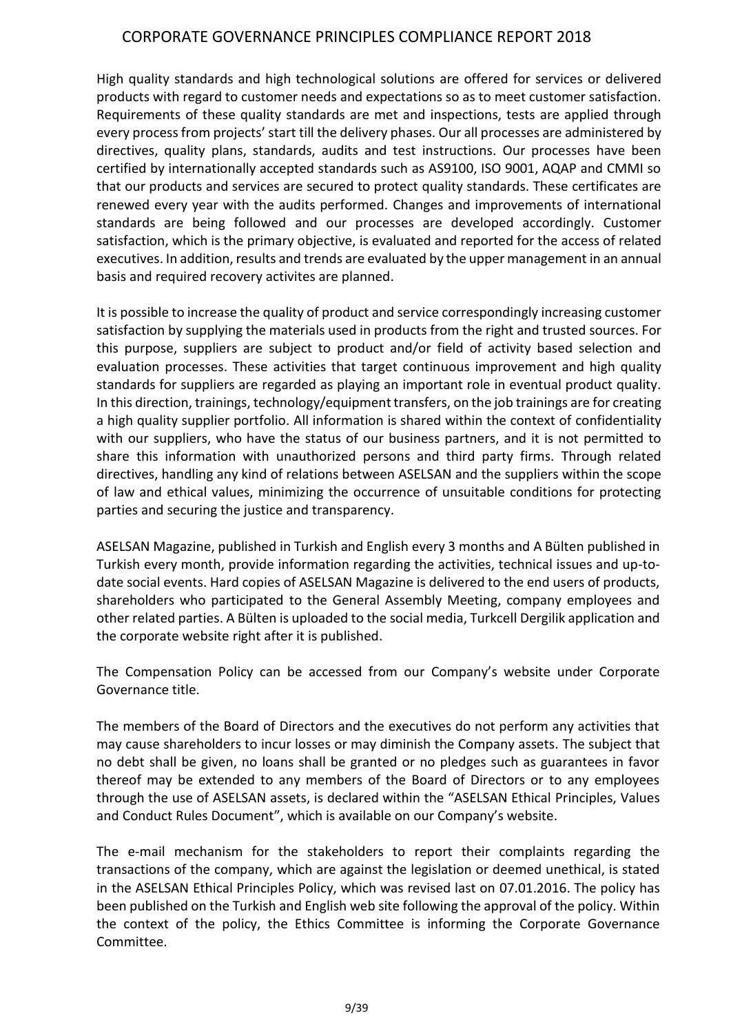High quality standards and high technological solutions are offered for services or delivered products with regard to customer needs and expectations so as to meet customer satisfaction. Requirements of these quality standards are met and inspections, tests are applied through every process from projects' start till the delivery phases. Our all processes are administered by directives, quality plans, standards, audits and test instructions. Our processes have been certified by internationally accepted standards such as AS9100, ISO 9001, AQAP and CMMI so that our products and services are secured to protect quality standards. These certificates are renewed every year with the audits performed. Changes and improvements of international standards are being followed and our processes are developed accordingly. Customer satisfaction, which is the primary objective, is evaluated and reported for the access of related executives. In addition, results and trends are evaluated by the upper management in an annual basis and required recovery activites are planned.

It is possible to increase the quality of product and service correspondingly increasing customer satisfaction by supplying the materials used in products from the right and trusted sources. For this purpose, suppliers are subject to product and/or field of activity based selection and evaluation processes. These activities that target continuous improvement and high quality standards for suppliers are regarded as playing an important role in eventual product quality. In this direction, trainings, technology/equipment transfers, on the job trainings are for creating a high quality supplier portfolio. All information is shared within the context of confidentiality with our suppliers, who have the status of our business partners, and it is not permitted to share this information with unauthorized persons and third party firms. Through related directives, handling any kind of relations between ASELSAN and the suppliers within the scope of law and ethical values, minimizing the occurrence of unsuitable conditions for protecting parties and securing the justice and transparency.

ASELSAN Magazine, published in Turkish and English every 3 months and A Bülten published in Turkish every month, provide information regarding the activities, technical issues and up-to-date social events. Hard copies of ASELSAN Magazine is delivered to the end users of products, shareholders who participated to the General Assembly Meeting, company employees and other related parties. A Bülten is uploaded to the social media, Turkcell Dergilik application and the corporate website right after it is published.

The Compensation Policy can be accessed from our Company's website under Corporate Governance title.

The members of the Board of Directors and the executives do not perform any activities that may cause shareholders to incur losses or may diminish the Company assets. The subject that no debt shall be given, no loans shall be granted or no pledges such as guarantees in favor thereof may be extended to any members of the Board of Directors or to any employees through the use of ASELSAN assets, is declared within the "ASELSAN Ethical Principles, Values and Conduct Rules Document", which is available on our Company's website.

The e-mail mechanism for the stakeholders to report their complaints regarding the transactions of the company, which are against the legislation or deemed unethical, is stated in the ASELSAN Ethical Principles Policy, which was revised last on 07.01.2016. The policy has been published on the Turkish and English web site following the approval of the policy. Within the context of the policy, the Ethics Committee is informing the Corporate Governance Committee.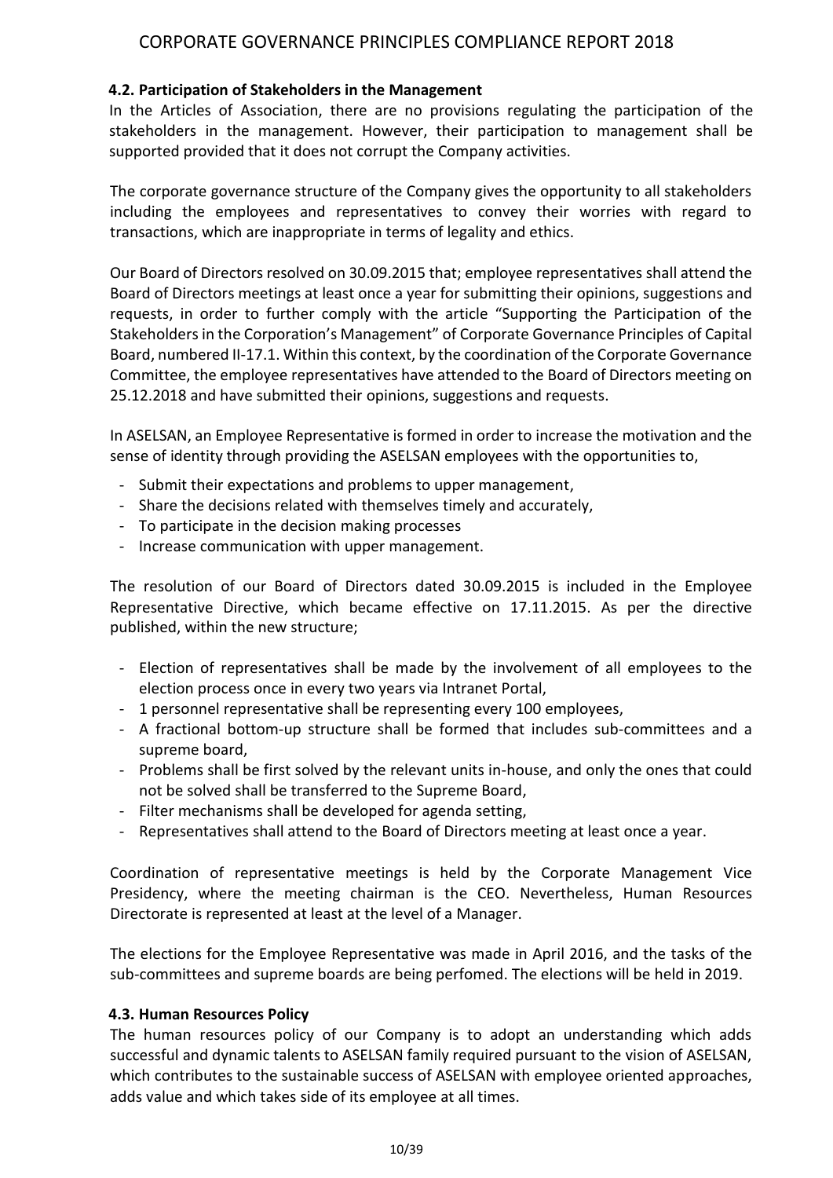### 4.2. Participation of Stakeholders in the Management

In the Articles of Association, there are no provisions regulating the participation of the stakeholders in the management. However, their participation to management shall be supported provided that it does not corrupt the Company activities.

The corporate governance structure of the Company gives the opportunity to all stakeholders including the employees and representatives to convey their worries with regard to transactions, which are inappropriate in terms of legality and ethics.

Our Board of Directors resolved on 30.09.2015 that; employee representatives shall attend the Board of Directors meetings at least once a year for submitting their opinions, suggestions and requests, in order to further comply with the article "Supporting the Participation of the Stakeholders in the Corporation's Management" of Corporate Governance Principles of Capital Board, numbered II-17.1. Within this context, by the coordination of the Corporate Governance Committee, the employee representatives have attended to the Board of Directors meeting on 25.12.2018 and have submitted their opinions, suggestions and requests.

In ASELSAN, an Employee Representative is formed in order to increase the motivation and the sense of identity through providing the ASELSAN employees with the opportunities to,

- Submit their expectations and problems to upper management,
- Share the decisions related with themselves timely and accurately,
- To participate in the decision making processes
- Increase communication with upper management.

The resolution of our Board of Directors dated 30.09.2015 is included in the Employee Representative Directive, which became effective on 17.11.2015. As per the directive published, within the new structure;

- Election of representatives shall be made by the involvement of all employees to the election process once in every two years via Intranet Portal,
- 1 personnel representative shall be representing every 100 employees,
- A fractional bottom-up structure shall be formed that includes sub-committees and a supreme board,
- Problems shall be first solved by the relevant units in-house, and only the ones that could not be solved shall be transferred to the Supreme Board,
- Filter mechanisms shall be developed for agenda setting,
- Representatives shall attend to the Board of Directors meeting at least once a year.

Coordination of representative meetings is held by the Corporate Management Vice Presidency, where the meeting chairman is the CEO. Nevertheless, Human Resources Directorate is represented at least at the level of a Manager.

The elections for the Employee Representative was made in April 2016, and the tasks of the sub-committees and supreme boards are being perfomed. The elections will be held in 2019.

### 4.3. Human Resources Policy

The human resources policy of our Company is to adopt an understanding which adds successful and dynamic talents to ASELSAN family required pursuant to the vision of ASELSAN, which contributes to the sustainable success of ASELSAN with employee oriented approaches, adds value and which takes side of its employee at all times.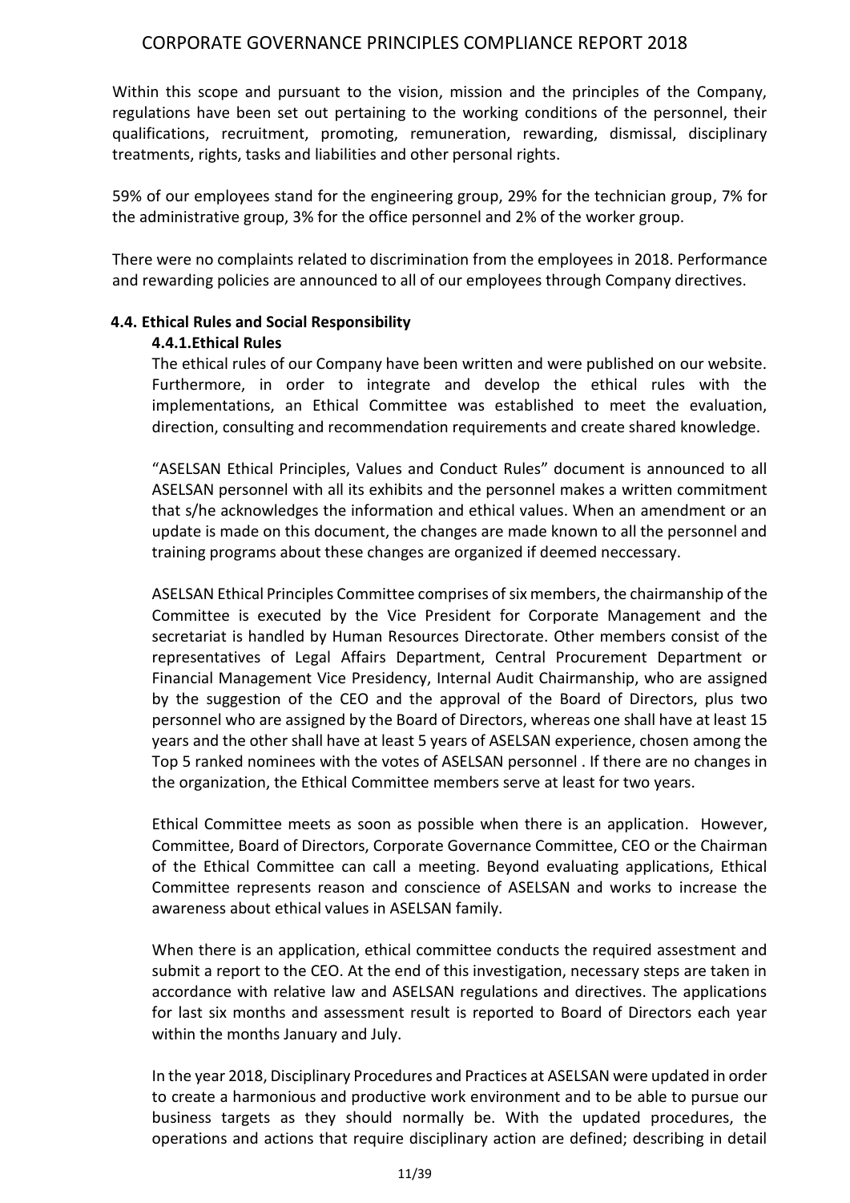Within this scope and pursuant to the vision, mission and the principles of the Company, regulations have been set out pertaining to the working conditions of the personnel, their qualifications, recruitment, promoting, remuneration, rewarding, dismissal, disciplinary treatments, rights, tasks and liabilities and other personal rights.

59% of our employees stand for the engineering group, 29% for the technician group, 7% for the administrative group, 3% for the office personnel and 2% of the worker group.

There were no complaints related to discrimination from the employees in 2018. Performance and rewarding policies are announced to all of our employees through Company directives.

### 4.4. Ethical Rules and Social Responsibility

#### 4.4.1.Ethical Rules

The ethical rules of our Company have been written and were published on our website. Furthermore, in order to integrate and develop the ethical rules with the implementations, an Ethical Committee was established to meet the evaluation, direction, consulting and recommendation requirements and create shared knowledge.

"ASELSAN Ethical Principles, Values and Conduct Rules" document is announced to all ASELSAN personnel with all its exhibits and the personnel makes a written commitment that s/he acknowledges the information and ethical values. When an amendment or an update is made on this document, the changes are made known to all the personnel and training programs about these changes are organized if deemed neccessary.

ASELSAN Ethical Principles Committee comprises of six members, the chairmanship of the Committee is executed by the Vice President for Corporate Management and the secretariat is handled by Human Resources Directorate. Other members consist of the representatives of Legal Affairs Department, Central Procurement Department or Financial Management Vice Presidency, Internal Audit Chairmanship, who are assigned by the suggestion of the CEO and the approval of the Board of Directors, plus two personnel who are assigned by the Board of Directors, whereas one shall have at least 15 years and the other shall have at least 5 years of ASELSAN experience, chosen among the Top 5 ranked nominees with the votes of ASELSAN personnel . If there are no changes in the organization, the Ethical Committee members serve at least for two years.

Ethical Committee meets as soon as possible when there is an application. However, Committee, Board of Directors, Corporate Governance Committee, CEO or the Chairman of the Ethical Committee can call a meeting. Beyond evaluating applications, Ethical Committee represents reason and conscience of ASELSAN and works to increase the awareness about ethical values in ASELSAN family.

When there is an application, ethical committee conducts the required assessment and submit a report to the CEO. At the end of this investigation, necessary steps are taken in accordance with relative law and ASELSAN regulations and directives. The applications for last six months and assessment result is reported to Board of Directors each year within the months January and July.

In the year 2018, Disciplinary Procedures and Practices at ASELSAN were updated in order to create a harmonious and productive work environment and to be able to pursue our business targets as they should normally be. With the updated procedures, the operations and actions that require disciplinary action are defined; describing in detail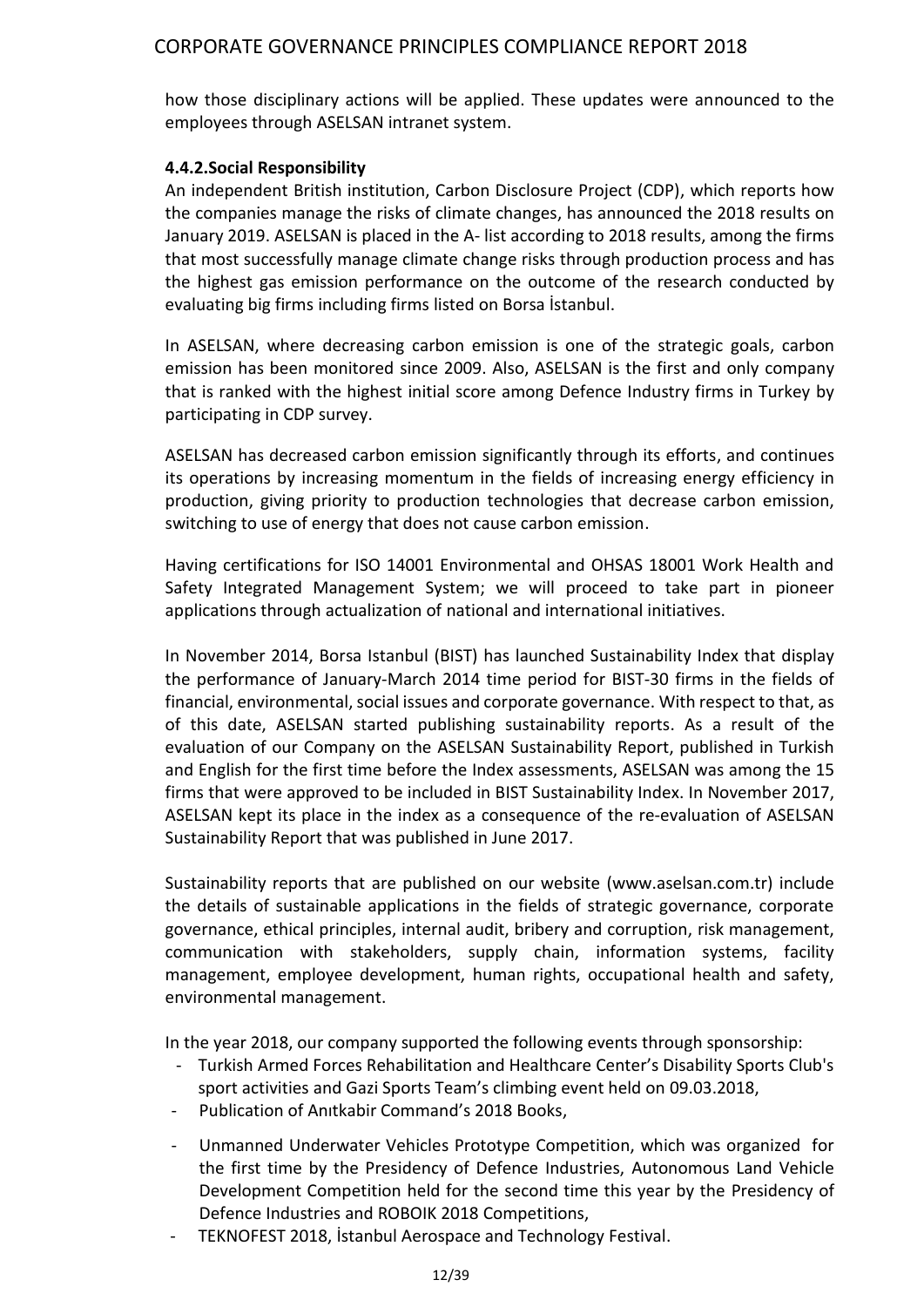how those disciplinary actions will be applied. These updates were announced to the employees through ASELSAN intranet system.

#### 4.4.2.Social Responsibility

An independent British institution, Carbon Disclosure Project (CDP), which reports how the companies manage the risks of climate changes, has announced the 2018 results on January 2019. ASELSAN is placed in the A- list according to 2018 results, among the firms that most successfully manage climate change risks through production process and has the highest gas emission performance on the outcome of the research conducted by evaluating big firms including firms listed on Borsa İstanbul.

In ASELSAN, where decreasing carbon emission is one of the strategic goals, carbon emission has been monitored since 2009. Also, ASELSAN is the first and only company that is ranked with the highest initial score among Defence Industry firms in Turkey by participating in CDP survey.

ASELSAN has decreased carbon emission significantly through its efforts, and continues its operations by increasing momentum in the fields of increasing energy efficiency in production, giving priority to production technologies that decrease carbon emission, switching to use of energy that does not cause carbon emission.

Having certifications for ISO 14001 Environmental and OHSAS 18001 Work Health and Safety Integrated Management System; we will proceed to take part in pioneer applications through actualization of national and international initiatives.

In November 2014, Borsa Istanbul (BIST) has launched Sustainability Index that display the performance of January-March 2014 time period for BIST-30 firms in the fields of financial, environmental, social issues and corporate governance. With respect to that, as of this date, ASELSAN started publishing sustainability reports. As a result of the evaluation of our Company on the ASELSAN Sustainability Report, published in Turkish and English for the first time before the Index assessments, ASELSAN was among the 15 firms that were approved to be included in BIST Sustainability Index. In November 2017, ASELSAN kept its place in the index as a consequence of the re-evaluation of ASELSAN Sustainability Report that was published in June 2017.

Sustainability reports that are published on our website (www.aselsan.com.tr) include the details of sustainable applications in the fields of strategic governance, corporate governance, ethical principles, internal audit, bribery and corruption, risk management, communication with stakeholders, supply chain, information systems, facility management, employee development, human rights, occupational health and safety, environmental management.

In the year 2018, our company supported the following events through sponsorship:

- Turkish Armed Forces Rehabilitation and Healthcare Center's Disability Sports Club's sport activities and Gazi Sports Team's climbing event held on 09.03.2018,
- Publication of Anıtkabir Command's 2018 Books,
- Unmanned Underwater Vehicles Prototype Competition, which was organized for the first time by the Presidency of Defence Industries, Autonomous Land Vehicle Development Competition held for the second time this year by the Presidency of Defence Industries and ROBOIK 2018 Competitions,
- TEKNOFEST 2018, İstanbul Aerospace and Technology Festival.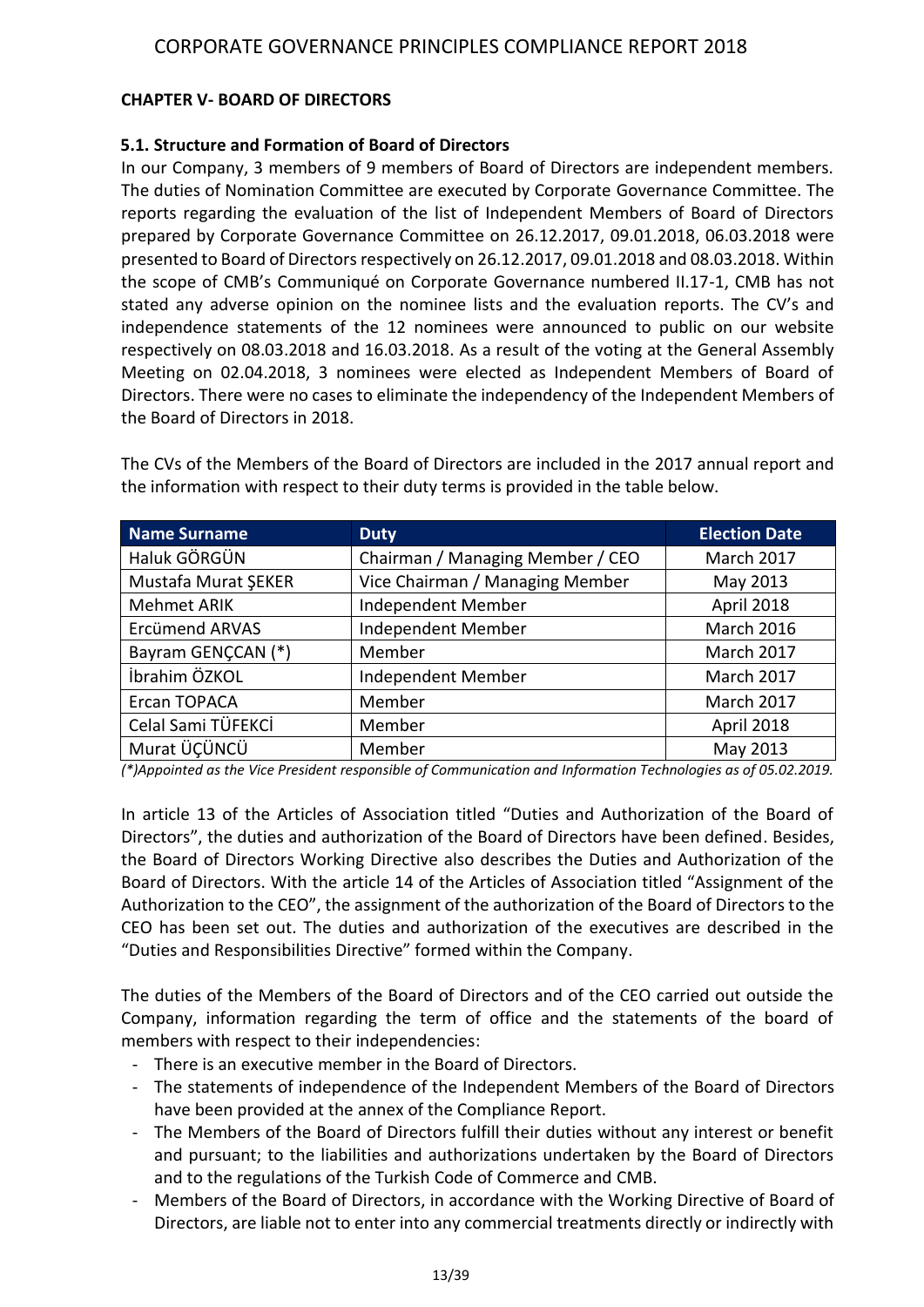## CHAPTER V- BOARD OF DIRECTORS

### 5.1. Structure and Formation of Board of Directors

In our Company, 3 members of 9 members of Board of Directors are independent members. The duties of Nomination Committee are executed by Corporate Governance Committee. The reports regarding the evaluation of the list of Independent Members of Board of Directors prepared by Corporate Governance Committee on 26.12.2017, 09.01.2018, 06.03.2018 were presented to Board of Directors respectively on 26.12.2017, 09.01.2018 and 08.03.2018. Within the scope of CMB's Communiqué on Corporate Governance numbered II.17-1, CMB has not stated any adverse opinion on the nominee lists and the evaluation reports. The CV's and independence statements of the 12 nominees were announced to public on our website respectively on 08.03.2018 and 16.03.2018. As a result of the voting at the General Assembly Meeting on 02.04.2018, 3 nominees were elected as Independent Members of Board of Directors. There were no cases to eliminate the independency of the Independent Members of the Board of Directors in 2018.

The CVs of the Members of the Board of Directors are included in the 2017 annual report and the information with respect to their duty terms is provided in the table below.

| Name Surname | Duty | Election Date |
|---|---|---|
| Haluk GÖRGÜN | Chairman / Managing Member / CEO | March 2017 |
| Mustafa Murat ŞEKER | Vice Chairman / Managing Member | May 2013 |
| Mehmet ARIK | Independent Member | April 2018 |
| Ercümend ARVAS | Independent Member | March 2016 |
| Bayram GENÇCAN (*) | Member | March 2017 |
| İbrahim ÖZKOL | Independent Member | March 2017 |
| Ercan TOPACA | Member | March 2017 |
| Celal Sami TÜFEKCİ | Member | April 2018 |
| Murat ÜÇÜNCÜ | Member | May 2013 |

*(*)Appointed as the Vice President responsible of Communication and Information Technologies as of 05.02.2019.*

In article 13 of the Articles of Association titled "Duties and Authorization of the Board of Directors", the duties and authorization of the Board of Directors have been defined. Besides, the Board of Directors Working Directive also describes the Duties and Authorization of the Board of Directors. With the article 14 of the Articles of Association titled "Assignment of the Authorization to the CEO", the assignment of the authorization of the Board of Directors to the CEO has been set out. The duties and authorization of the executives are described in the "Duties and Responsibilities Directive" formed within the Company.

The duties of the Members of the Board of Directors and of the CEO carried out outside the Company, information regarding the term of office and the statements of the board of members with respect to their independencies:

- There is an executive member in the Board of Directors.
- The statements of independence of the Independent Members of the Board of Directors have been provided at the annex of the Compliance Report.
- The Members of the Board of Directors fulfill their duties without any interest or benefit and pursuant; to the liabilities and authorizations undertaken by the Board of Directors and to the regulations of the Turkish Code of Commerce and CMB.
- Members of the Board of Directors, in accordance with the Working Directive of Board of Directors, are liable not to enter into any commercial treatments directly or indirectly with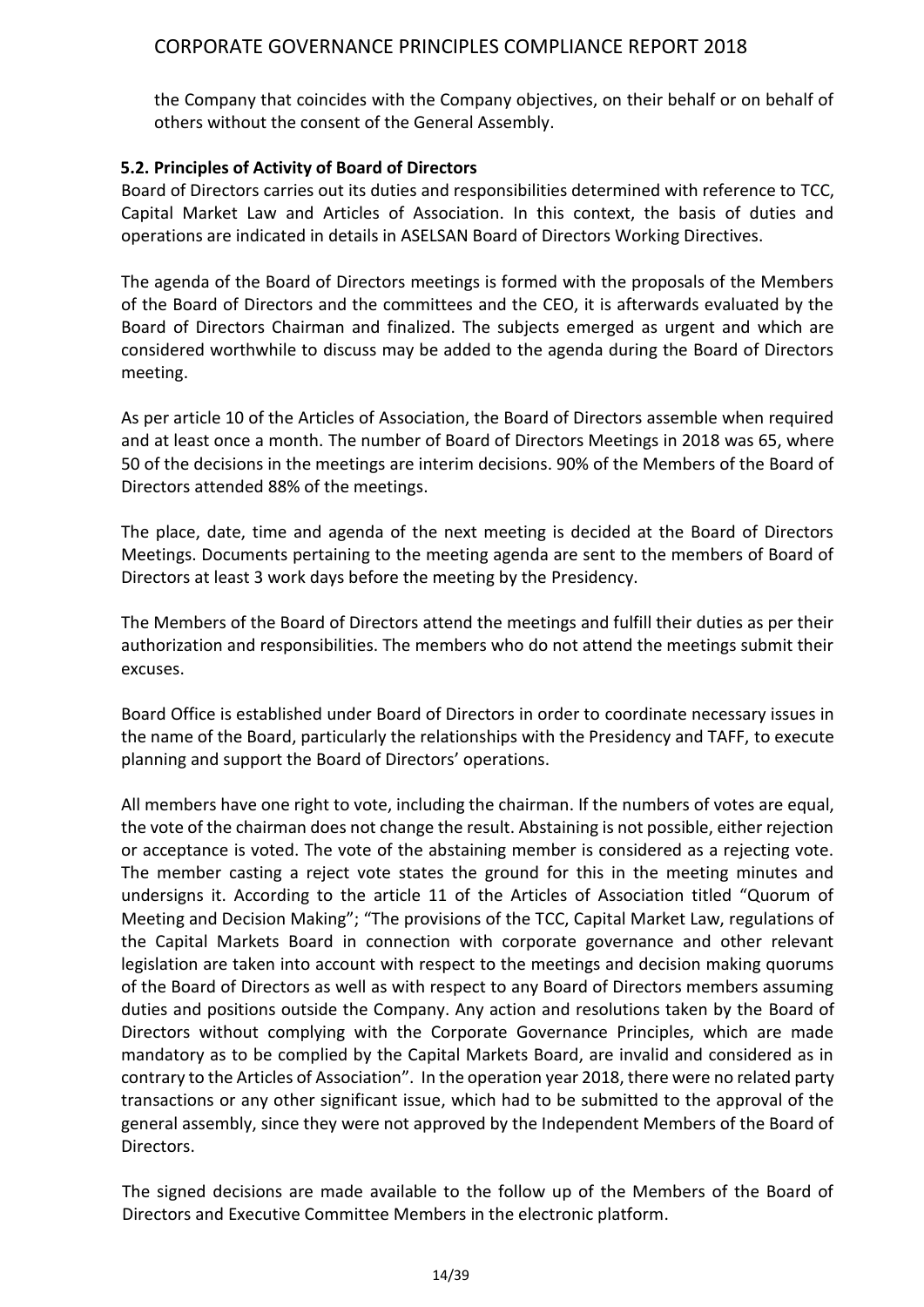the Company that coincides with the Company objectives, on their behalf or on behalf of others without the consent of the General Assembly.

### 5.2. Principles of Activity of Board of Directors

Board of Directors carries out its duties and responsibilities determined with reference to TCC, Capital Market Law and Articles of Association. In this context, the basis of duties and operations are indicated in details in ASELSAN Board of Directors Working Directives.

The agenda of the Board of Directors meetings is formed with the proposals of the Members of the Board of Directors and the committees and the CEO, it is afterwards evaluated by the Board of Directors Chairman and finalized. The subjects emerged as urgent and which are considered worthwhile to discuss may be added to the agenda during the Board of Directors meeting.

As per article 10 of the Articles of Association, the Board of Directors assemble when required and at least once a month. The number of Board of Directors Meetings in 2018 was 65, where 50 of the decisions in the meetings are interim decisions. 90% of the Members of the Board of Directors attended 88% of the meetings.

The place, date, time and agenda of the next meeting is decided at the Board of Directors Meetings. Documents pertaining to the meeting agenda are sent to the members of Board of Directors at least 3 work days before the meeting by the Presidency.

The Members of the Board of Directors attend the meetings and fulfill their duties as per their authorization and responsibilities. The members who do not attend the meetings submit their excuses.

Board Office is established under Board of Directors in order to coordinate necessary issues in the name of the Board, particularly the relationships with the Presidency and TAFF, to execute planning and support the Board of Directors' operations.

All members have one right to vote, including the chairman. If the numbers of votes are equal, the vote of the chairman does not change the result. Abstaining is not possible, either rejection or acceptance is voted. The vote of the abstaining member is considered as a rejecting vote. The member casting a reject vote states the ground for this in the meeting minutes and undersigns it. According to the article 11 of the Articles of Association titled "Quorum of Meeting and Decision Making"; "The provisions of the TCC, Capital Market Law, regulations of the Capital Markets Board in connection with corporate governance and other relevant legislation are taken into account with respect to the meetings and decision making quorums of the Board of Directors as well as with respect to any Board of Directors members assuming duties and positions outside the Company. Any action and resolutions taken by the Board of Directors without complying with the Corporate Governance Principles, which are made mandatory as to be complied by the Capital Markets Board, are invalid and considered as in contrary to the Articles of Association". In the operation year 2018, there were no related party transactions or any other significant issue, which had to be submitted to the approval of the general assembly, since they were not approved by the Independent Members of the Board of Directors.

The signed decisions are made available to the follow up of the Members of the Board of Directors and Executive Committee Members in the electronic platform.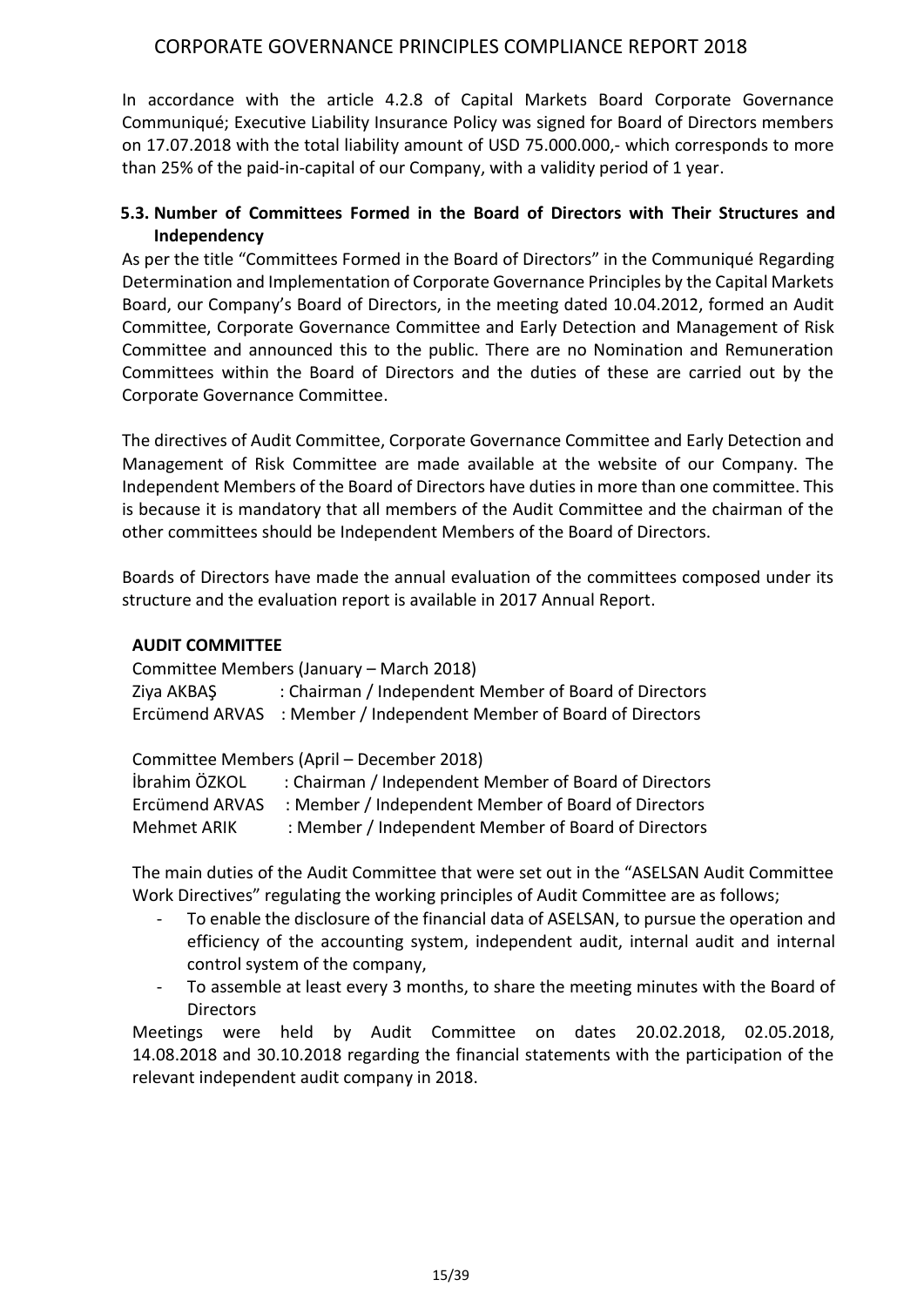In accordance with the article 4.2.8 of Capital Markets Board Corporate Governance Communiqué; Executive Liability Insurance Policy was signed for Board of Directors members on 17.07.2018 with the total liability amount of USD 75.000.000,- which corresponds to more than 25% of the paid-in-capital of our Company, with a validity period of 1 year.

### 5.3. Number of Committees Formed in the Board of Directors with Their Structures and Independency

As per the title "Committees Formed in the Board of Directors" in the Communiqué Regarding Determination and Implementation of Corporate Governance Principles by the Capital Markets Board, our Company's Board of Directors, in the meeting dated 10.04.2012, formed an Audit Committee, Corporate Governance Committee and Early Detection and Management of Risk Committee and announced this to the public. There are no Nomination and Remuneration Committees within the Board of Directors and the duties of these are carried out by the Corporate Governance Committee.

The directives of Audit Committee, Corporate Governance Committee and Early Detection and Management of Risk Committee are made available at the website of our Company. The Independent Members of the Board of Directors have duties in more than one committee. This is because it is mandatory that all members of the Audit Committee and the chairman of the other committees should be Independent Members of the Board of Directors.

Boards of Directors have made the annual evaluation of the committees composed under its structure and the evaluation report is available in 2017 Annual Report.

**AUDIT COMMITTEE**

Committee Members (January – March 2018)

Ziya AKBAŞ : Chairman / Independent Member of Board of Directors
Ercümend ARVAS : Member / Independent Member of Board of Directors

Committee Members (April – December 2018)

İbrahim ÖZKOL : Chairman / Independent Member of Board of Directors
Ercümend ARVAS : Member / Independent Member of Board of Directors
Mehmet ARIK : Member / Independent Member of Board of Directors

The main duties of the Audit Committee that were set out in the "ASELSAN Audit Committee Work Directives" regulating the working principles of Audit Committee are as follows;

- To enable the disclosure of the financial data of ASELSAN, to pursue the operation and efficiency of the accounting system, independent audit, internal audit and internal control system of the company,
- To assemble at least every 3 months, to share the meeting minutes with the Board of Directors

Meetings were held by Audit Committee on dates 20.02.2018, 02.05.2018, 14.08.2018 and 30.10.2018 regarding the financial statements with the participation of the relevant independent audit company in 2018.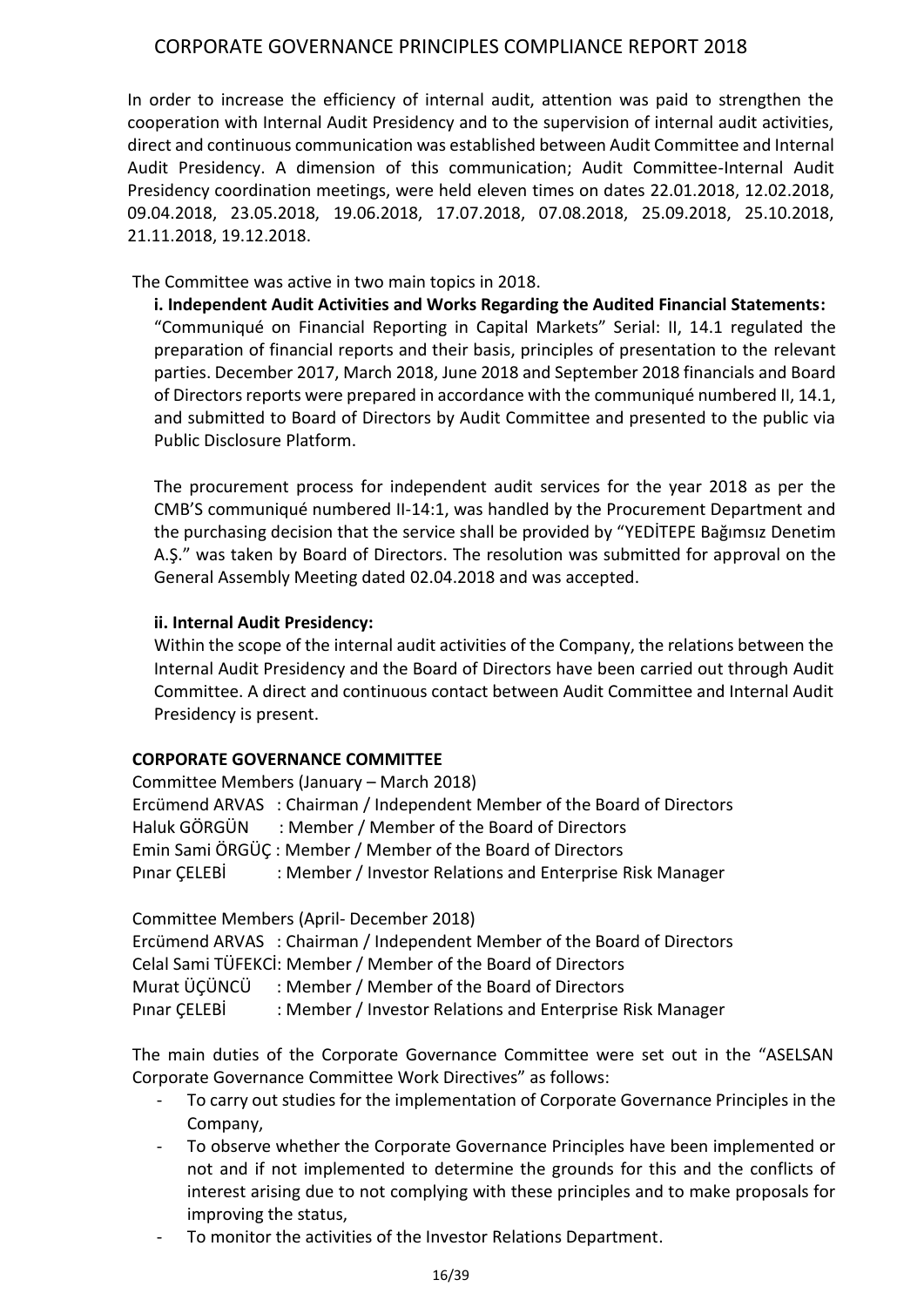In order to increase the efficiency of internal audit, attention was paid to strengthen the cooperation with Internal Audit Presidency and to the supervision of internal audit activities, direct and continuous communication was established between Audit Committee and Internal Audit Presidency. A dimension of this communication; Audit Committee-Internal Audit Presidency coordination meetings, were held eleven times on dates 22.01.2018, 12.02.2018, 09.04.2018, 23.05.2018, 19.06.2018, 17.07.2018, 07.08.2018, 25.09.2018, 25.10.2018, 21.11.2018, 19.12.2018.

The Committee was active in two main topics in 2018.

**i. Independent Audit Activities and Works Regarding the Audited Financial Statements:**

"Communiqué on Financial Reporting in Capital Markets" Serial: II, 14.1 regulated the preparation of financial reports and their basis, principles of presentation to the relevant parties. December 2017, March 2018, June 2018 and September 2018 financials and Board of Directors reports were prepared in accordance with the communiqué numbered II, 14.1, and submitted to Board of Directors by Audit Committee and presented to the public via Public Disclosure Platform.

The procurement process for independent audit services for the year 2018 as per the CMB'S communiqué numbered II-14:1, was handled by the Procurement Department and the purchasing decision that the service shall be provided by "YEDİTEPE Bağımsız Denetim A.Ş." was taken by Board of Directors. The resolution was submitted for approval on the General Assembly Meeting dated 02.04.2018 and was accepted.

**ii. Internal Audit Presidency:**

Within the scope of the internal audit activities of the Company, the relations between the Internal Audit Presidency and the Board of Directors have been carried out through Audit Committee. A direct and continuous contact between Audit Committee and Internal Audit Presidency is present.

**CORPORATE GOVERNANCE COMMITTEE**

Committee Members (January – March 2018)

Ercümend ARVAS : Chairman / Independent Member of the Board of Directors
Haluk GÖRGÜN : Member / Member of the Board of Directors
Emin Sami ÖRGÜÇ : Member / Member of the Board of Directors
Pınar ÇELEBİ : Member / Investor Relations and Enterprise Risk Manager

Committee Members (April- December 2018)

Ercümend ARVAS : Chairman / Independent Member of the Board of Directors
Celal Sami TÜFEKCİ: Member / Member of the Board of Directors
Murat ÜÇÜNCÜ : Member / Member of the Board of Directors
Pınar ÇELEBİ : Member / Investor Relations and Enterprise Risk Manager

The main duties of the Corporate Governance Committee were set out in the "ASELSAN Corporate Governance Committee Work Directives" as follows:

- To carry out studies for the implementation of Corporate Governance Principles in the Company,
- To observe whether the Corporate Governance Principles have been implemented or not and if not implemented to determine the grounds for this and the conflicts of interest arising due to not complying with these principles and to make proposals for improving the status,
- To monitor the activities of the Investor Relations Department.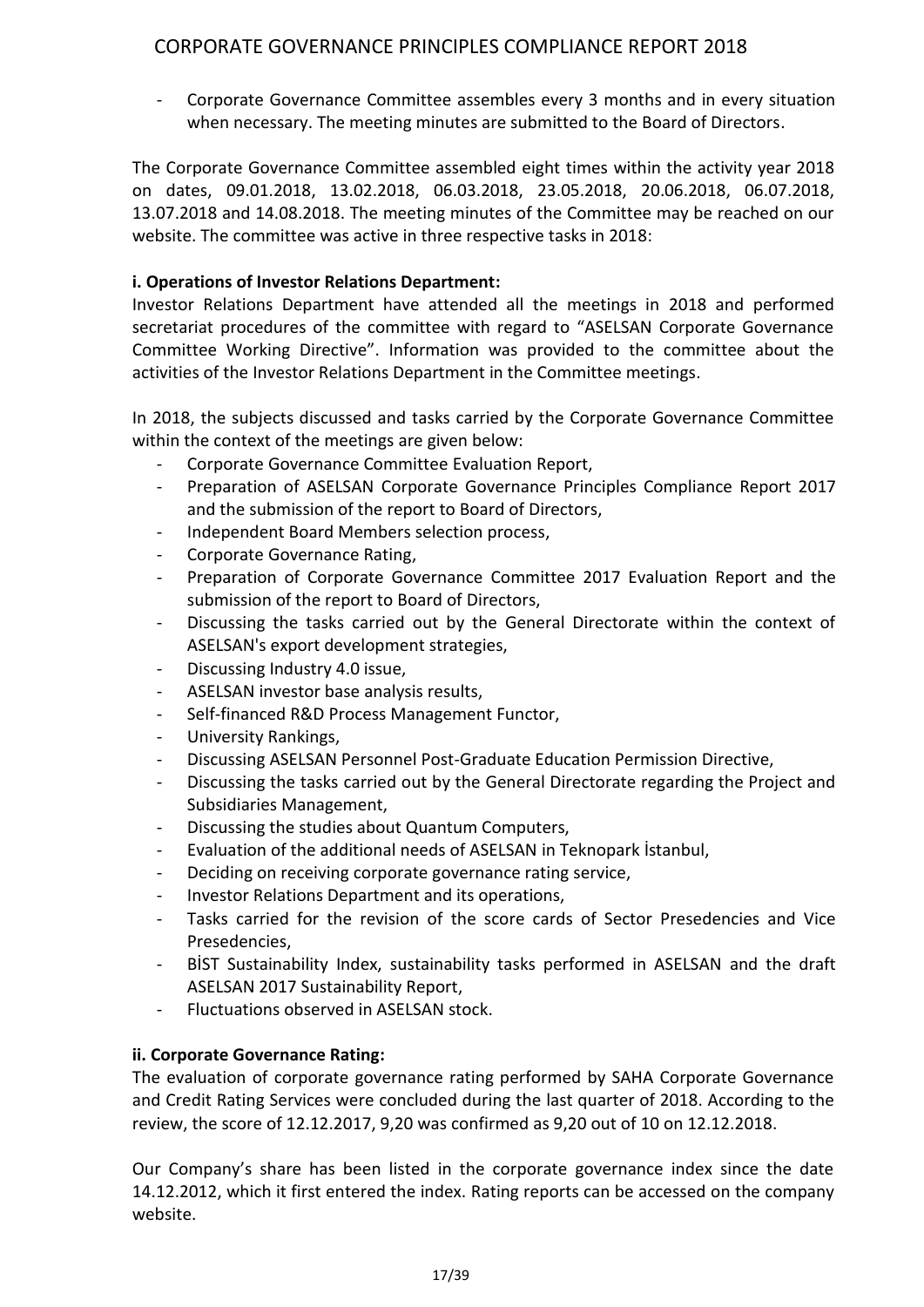- Corporate Governance Committee assembles every 3 months and in every situation when necessary. The meeting minutes are submitted to the Board of Directors.

The Corporate Governance Committee assembled eight times within the activity year 2018 on dates, 09.01.2018, 13.02.2018, 06.03.2018, 23.05.2018, 20.06.2018, 06.07.2018, 13.07.2018 and 14.08.2018. The meeting minutes of the Committee may be reached on our website. The committee was active in three respective tasks in 2018:

**i. Operations of Investor Relations Department:**

Investor Relations Department have attended all the meetings in 2018 and performed secretariat procedures of the committee with regard to "ASELSAN Corporate Governance Committee Working Directive". Information was provided to the committee about the activities of the Investor Relations Department in the Committee meetings.

In 2018, the subjects discussed and tasks carried by the Corporate Governance Committee within the context of the meetings are given below:

- Corporate Governance Committee Evaluation Report,
- Preparation of ASELSAN Corporate Governance Principles Compliance Report 2017 and the submission of the report to Board of Directors,
- Independent Board Members selection process,
- Corporate Governance Rating,
- Preparation of Corporate Governance Committee 2017 Evaluation Report and the submission of the report to Board of Directors,
- Discussing the tasks carried out by the General Directorate within the context of ASELSAN's export development strategies,
- Discussing Industry 4.0 issue,
- ASELSAN investor base analysis results,
- Self-financed R&D Process Management Functor,
- University Rankings,
- Discussing ASELSAN Personnel Post-Graduate Education Permission Directive,
- Discussing the tasks carried out by the General Directorate regarding the Project and Subsidiaries Management,
- Discussing the studies about Quantum Computers,
- Evaluation of the additional needs of ASELSAN in Teknopark İstanbul,
- Deciding on receiving corporate governance rating service,
- Investor Relations Department and its operations,
- Tasks carried for the revision of the score cards of Sector Presedencies and Vice Presedencies,
- BİST Sustainability Index, sustainability tasks performed in ASELSAN and the draft ASELSAN 2017 Sustainability Report,
- Fluctuations observed in ASELSAN stock.

**ii. Corporate Governance Rating:**

The evaluation of corporate governance rating performed by SAHA Corporate Governance and Credit Rating Services were concluded during the last quarter of 2018. According to the review, the score of 12.12.2017, 9,20 was confirmed as 9,20 out of 10 on 12.12.2018.

Our Company's share has been listed in the corporate governance index since the date 14.12.2012, which it first entered the index. Rating reports can be accessed on the company website.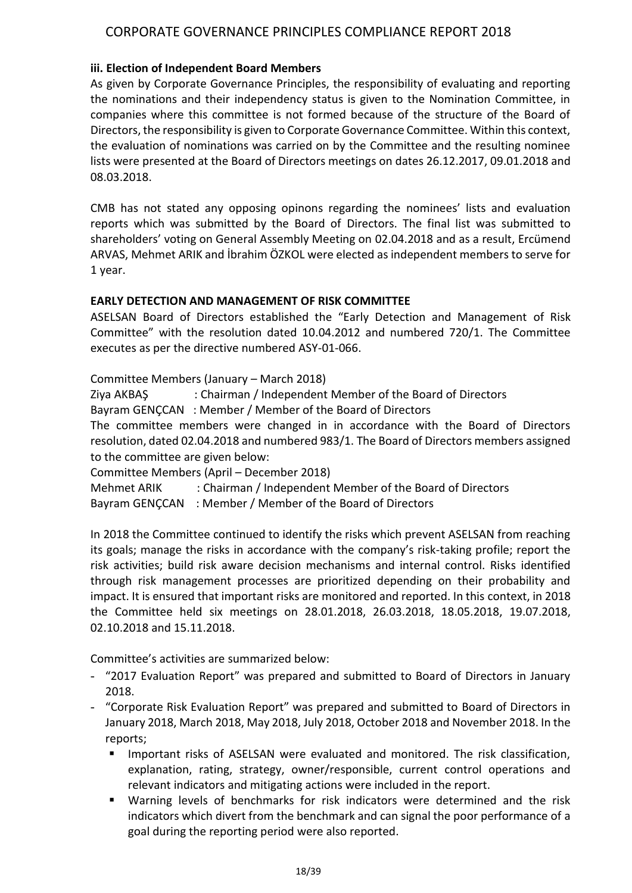### iii. Election of Independent Board Members

As given by Corporate Governance Principles, the responsibility of evaluating and reporting the nominations and their independency status is given to the Nomination Committee, in companies where this committee is not formed because of the structure of the Board of Directors, the responsibility is given to Corporate Governance Committee. Within this context, the evaluation of nominations was carried on by the Committee and the resulting nominee lists were presented at the Board of Directors meetings on dates 26.12.2017, 09.01.2018 and 08.03.2018.

CMB has not stated any opposing opinons regarding the nominees' lists and evaluation reports which was submitted by the Board of Directors. The final list was submitted to shareholders' voting on General Assembly Meeting on 02.04.2018 and as a result, Ercümend ARVAS, Mehmet ARIK and İbrahim ÖZKOL were elected as independent members to serve for 1 year.

## EARLY DETECTION AND MANAGEMENT OF RISK COMMITTEE

ASELSAN Board of Directors established the "Early Detection and Management of Risk Committee" with the resolution dated 10.04.2012 and numbered 720/1. The Committee executes as per the directive numbered ASY-01-066.

Committee Members (January – March 2018)

Ziya AKBAŞ : Chairman / Independent Member of the Board of Directors

Bayram GENÇCAN : Member / Member of the Board of Directors

The committee members were changed in in accordance with the Board of Directors resolution, dated 02.04.2018 and numbered 983/1. The Board of Directors members assigned to the committee are given below:

Committee Members (April – December 2018)

Mehmet ARIK : Chairman / Independent Member of the Board of Directors

Bayram GENÇCAN : Member / Member of the Board of Directors

In 2018 the Committee continued to identify the risks which prevent ASELSAN from reaching its goals; manage the risks in accordance with the company's risk-taking profile; report the risk activities; build risk aware decision mechanisms and internal control. Risks identified through risk management processes are prioritized depending on their probability and impact. It is ensured that important risks are monitored and reported. In this context, in 2018 the Committee held six meetings on 28.01.2018, 26.03.2018, 18.05.2018, 19.07.2018, 02.10.2018 and 15.11.2018.

Committee's activities are summarized below:

- "2017 Evaluation Report" was prepared and submitted to Board of Directors in January 2018.
- "Corporate Risk Evaluation Report" was prepared and submitted to Board of Directors in January 2018, March 2018, May 2018, July 2018, October 2018 and November 2018. In the reports;
  - Important risks of ASELSAN were evaluated and monitored. The risk classification, explanation, rating, strategy, owner/responsible, current control operations and relevant indicators and mitigating actions were included in the report.
  - Warning levels of benchmarks for risk indicators were determined and the risk indicators which divert from the benchmark and can signal the poor performance of a goal during the reporting period were also reported.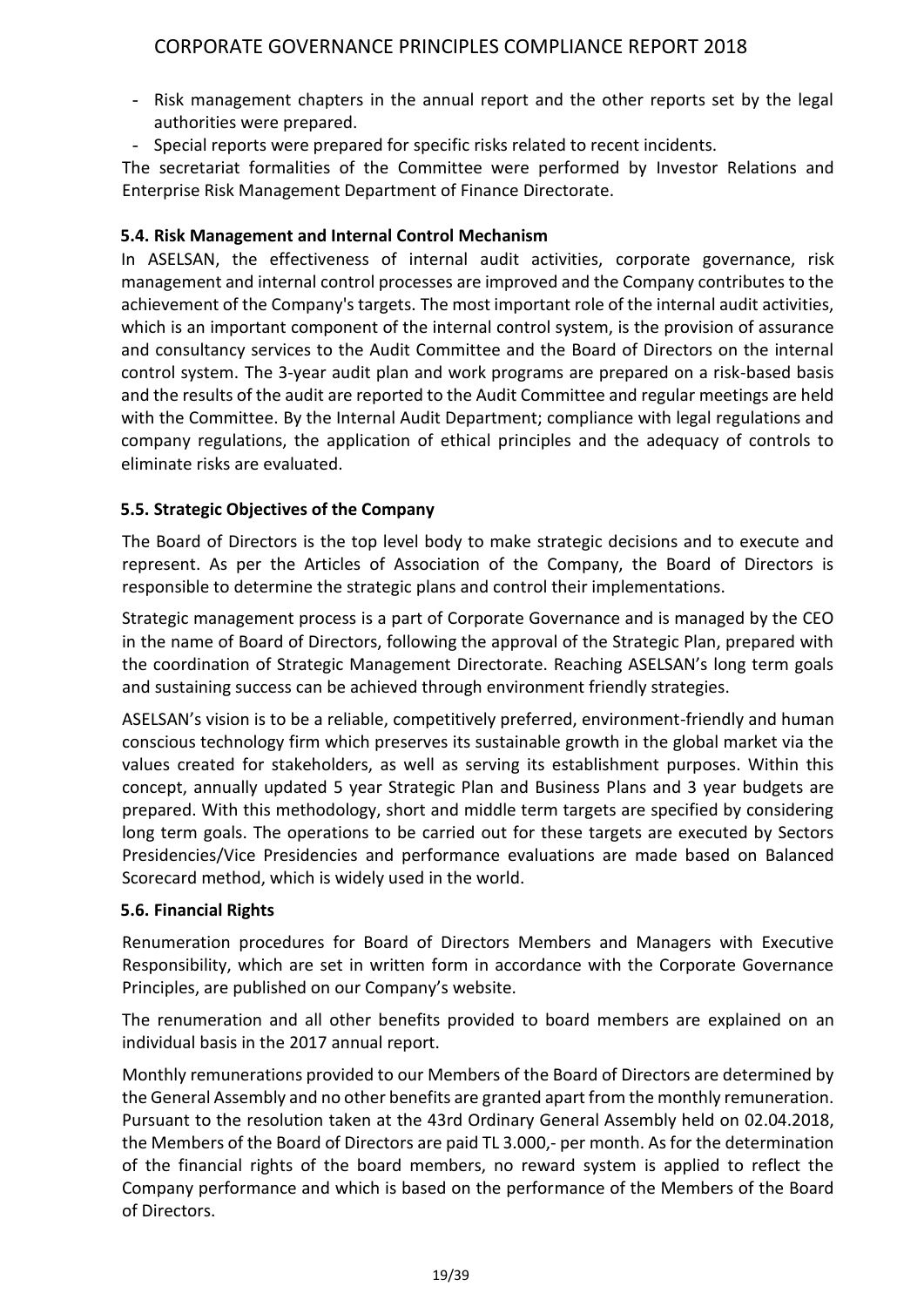- Risk management chapters in the annual report and the other reports set by the legal authorities were prepared.
- Special reports were prepared for specific risks related to recent incidents.

The secretariat formalities of the Committee were performed by Investor Relations and Enterprise Risk Management Department of Finance Directorate.

### 5.4. Risk Management and Internal Control Mechanism

In ASELSAN, the effectiveness of internal audit activities, corporate governance, risk management and internal control processes are improved and the Company contributes to the achievement of the Company's targets. The most important role of the internal audit activities, which is an important component of the internal control system, is the provision of assurance and consultancy services to the Audit Committee and the Board of Directors on the internal control system. The 3-year audit plan and work programs are prepared on a risk-based basis and the results of the audit are reported to the Audit Committee and regular meetings are held with the Committee. By the Internal Audit Department; compliance with legal regulations and company regulations, the application of ethical principles and the adequacy of controls to eliminate risks are evaluated.

### 5.5. Strategic Objectives of the Company

The Board of Directors is the top level body to make strategic decisions and to execute and represent. As per the Articles of Association of the Company, the Board of Directors is responsible to determine the strategic plans and control their implementations.

Strategic management process is a part of Corporate Governance and is managed by the CEO in the name of Board of Directors, following the approval of the Strategic Plan, prepared with the coordination of Strategic Management Directorate. Reaching ASELSAN's long term goals and sustaining success can be achieved through environment friendly strategies.

ASELSAN's vision is to be a reliable, competitively preferred, environment-friendly and human conscious technology firm which preserves its sustainable growth in the global market via the values created for stakeholders, as well as serving its establishment purposes. Within this concept, annually updated 5 year Strategic Plan and Business Plans and 3 year budgets are prepared. With this methodology, short and middle term targets are specified by considering long term goals. The operations to be carried out for these targets are executed by Sectors Presidencies/Vice Presidencies and performance evaluations are made based on Balanced Scorecard method, which is widely used in the world.

### 5.6. Financial Rights

Renumeration procedures for Board of Directors Members and Managers with Executive Responsibility, which are set in written form in accordance with the Corporate Governance Principles, are published on our Company's website.

The renumeration and all other benefits provided to board members are explained on an individual basis in the 2017 annual report.

Monthly remunerations provided to our Members of the Board of Directors are determined by the General Assembly and no other benefits are granted apart from the monthly remuneration. Pursuant to the resolution taken at the 43rd Ordinary General Assembly held on 02.04.2018, the Members of the Board of Directors are paid TL 3.000,- per month. As for the determination of the financial rights of the board members, no reward system is applied to reflect the Company performance and which is based on the performance of the Members of the Board of Directors.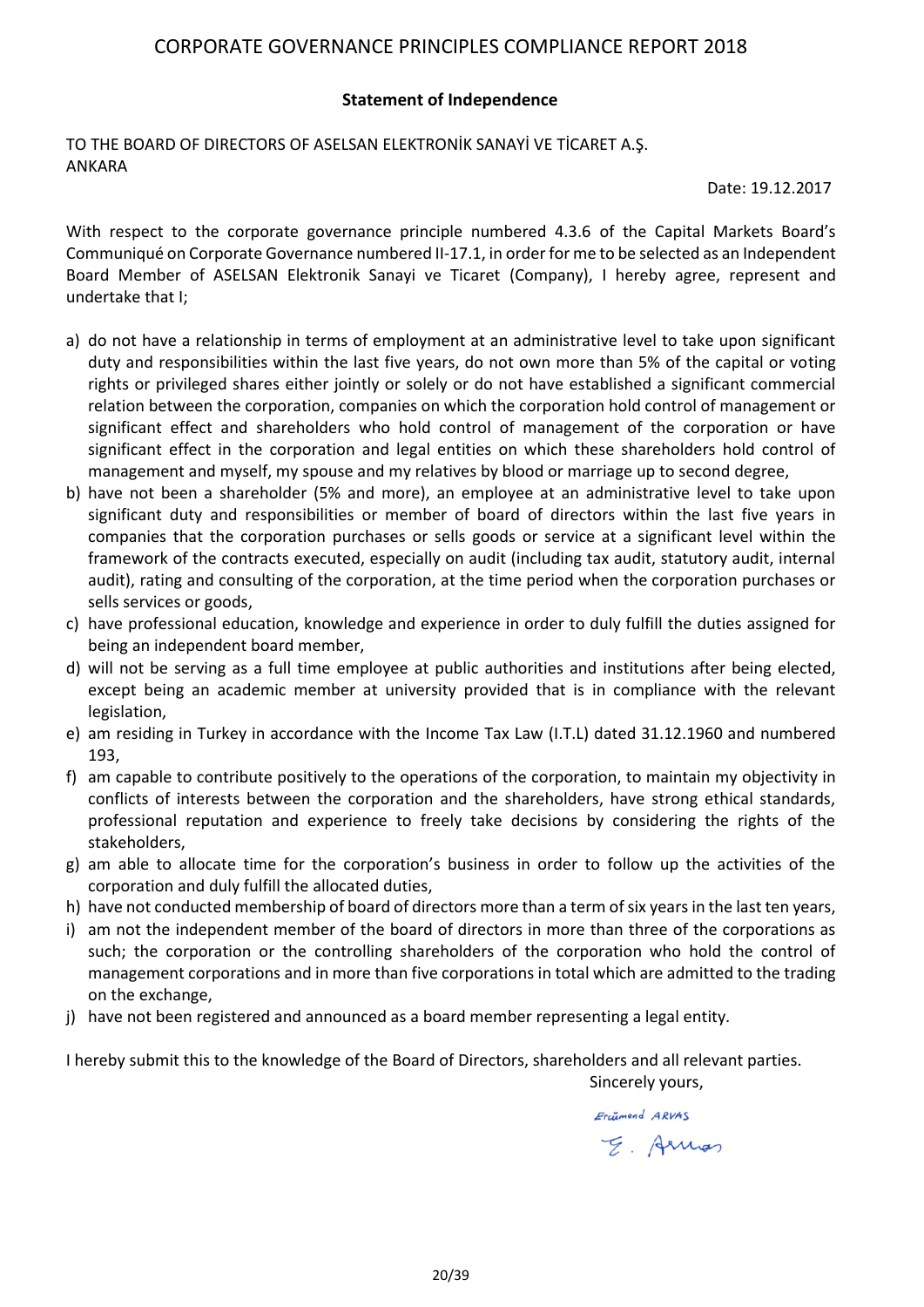## Statement of Independence

TO THE BOARD OF DIRECTORS OF ASELSAN ELEKTRONİK SANAYİ VE TİCARET A.Ş.
ANKARA

Date: 19.12.2017

With respect to the corporate governance principle numbered 4.3.6 of the Capital Markets Board's Communiqué on Corporate Governance numbered II-17.1, in order for me to be selected as an Independent Board Member of ASELSAN Elektronik Sanayi ve Ticaret (Company), I hereby agree, represent and undertake that I;

a) do not have a relationship in terms of employment at an administrative level to take upon significant duty and responsibilities within the last five years, do not own more than 5% of the capital or voting rights or privileged shares either jointly or solely or do not have established a significant commercial relation between the corporation, companies on which the corporation hold control of management or significant effect and shareholders who hold control of management of the corporation or have significant effect in the corporation and legal entities on which these shareholders hold control of management and myself, my spouse and my relatives by blood or marriage up to second degree,
b) have not been a shareholder (5% and more), an employee at an administrative level to take upon significant duty and responsibilities or member of board of directors within the last five years in companies that the corporation purchases or sells goods or service at a significant level within the framework of the contracts executed, especially on audit (including tax audit, statutory audit, internal audit), rating and consulting of the corporation, at the time period when the corporation purchases or sells services or goods,
c) have professional education, knowledge and experience in order to duly fulfill the duties assigned for being an independent board member,
d) will not be serving as a full time employee at public authorities and institutions after being elected, except being an academic member at university provided that is in compliance with the relevant legislation,
e) am residing in Turkey in accordance with the Income Tax Law (I.T.L) dated 31.12.1960 and numbered 193,
f) am capable to contribute positively to the operations of the corporation, to maintain my objectivity in conflicts of interests between the corporation and the shareholders, have strong ethical standards, professional reputation and experience to freely take decisions by considering the rights of the stakeholders,
g) am able to allocate time for the corporation's business in order to follow up the activities of the corporation and duly fulfill the allocated duties,
h) have not conducted membership of board of directors more than a term of six years in the last ten years,
i) am not the independent member of the board of directors in more than three of the corporations as such; the corporation or the controlling shareholders of the corporation who hold the control of management corporations and in more than five corporations in total which are admitted to the trading on the exchange,
j) have not been registered and announced as a board member representing a legal entity.

I hereby submit this to the knowledge of the Board of Directors, shareholders and all relevant parties.

Sincerely yours,

Ercümend ARVAS

E. Arvas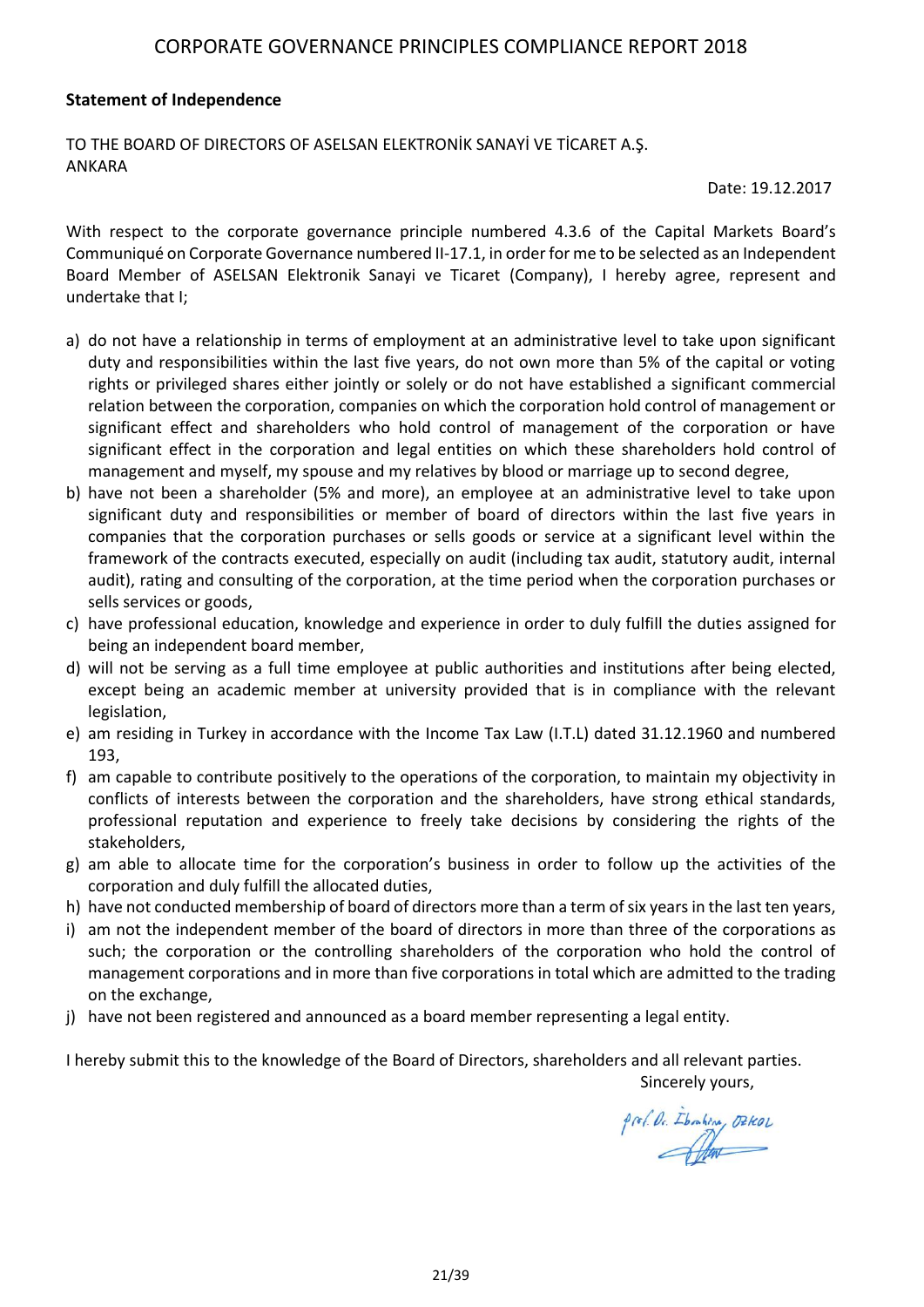**Statement of Independence**

TO THE BOARD OF DIRECTORS OF ASELSAN ELEKTRONİK SANAYİ VE TİCARET A.Ş.
ANKARA

Date: 19.12.2017

With respect to the corporate governance principle numbered 4.3.6 of the Capital Markets Board's Communiqué on Corporate Governance numbered II-17.1, in order for me to be selected as an Independent Board Member of ASELSAN Elektronik Sanayi ve Ticaret (Company), I hereby agree, represent and undertake that I;

a) do not have a relationship in terms of employment at an administrative level to take upon significant duty and responsibilities within the last five years, do not own more than 5% of the capital or voting rights or privileged shares either jointly or solely or do not have established a significant commercial relation between the corporation, companies on which the corporation hold control of management or significant effect and shareholders who hold control of management of the corporation or have significant effect in the corporation and legal entities on which these shareholders hold control of management and myself, my spouse and my relatives by blood or marriage up to second degree,
b) have not been a shareholder (5% and more), an employee at an administrative level to take upon significant duty and responsibilities or member of board of directors within the last five years in companies that the corporation purchases or sells goods or service at a significant level within the framework of the contracts executed, especially on audit (including tax audit, statutory audit, internal audit), rating and consulting of the corporation, at the time period when the corporation purchases or sells services or goods,
c) have professional education, knowledge and experience in order to duly fulfill the duties assigned for being an independent board member,
d) will not be serving as a full time employee at public authorities and institutions after being elected, except being an academic member at university provided that is in compliance with the relevant legislation,
e) am residing in Turkey in accordance with the Income Tax Law (I.T.L) dated 31.12.1960 and numbered 193,
f) am capable to contribute positively to the operations of the corporation, to maintain my objectivity in conflicts of interests between the corporation and the shareholders, have strong ethical standards, professional reputation and experience to freely take decisions by considering the rights of the stakeholders,
g) am able to allocate time for the corporation's business in order to follow up the activities of the corporation and duly fulfill the allocated duties,
h) have not conducted membership of board of directors more than a term of six years in the last ten years,
i) am not the independent member of the board of directors in more than three of the corporations as such; the corporation or the controlling shareholders of the corporation who hold the control of management corporations and in more than five corporations in total which are admitted to the trading on the exchange,
j) have not been registered and announced as a board member representing a legal entity.

I hereby submit this to the knowledge of the Board of Directors, shareholders and all relevant parties.

Sincerely yours,

Prof. Dr. İbrahim ÖZKOL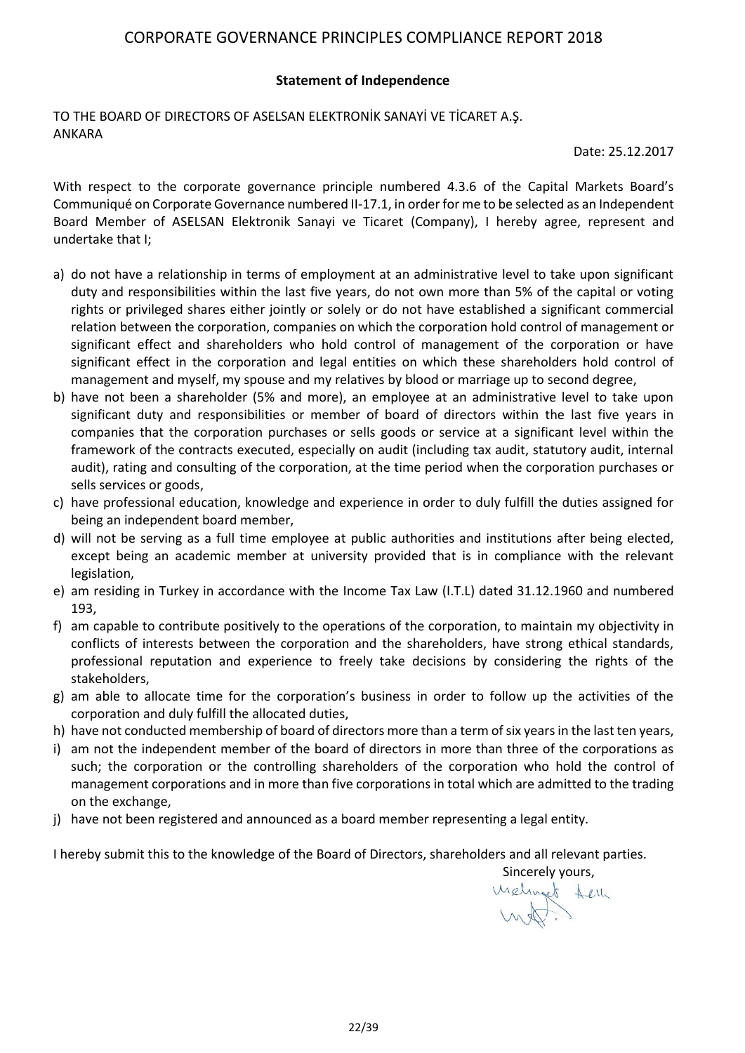## Statement of Independence

TO THE BOARD OF DIRECTORS OF ASELSAN ELEKTRONİK SANAYİ VE TİCARET A.Ş.
ANKARA

Date: 25.12.2017

With respect to the corporate governance principle numbered 4.3.6 of the Capital Markets Board's Communiqué on Corporate Governance numbered II-17.1, in order for me to be selected as an Independent Board Member of ASELSAN Elektronik Sanayi ve Ticaret (Company), I hereby agree, represent and undertake that I;

a) do not have a relationship in terms of employment at an administrative level to take upon significant duty and responsibilities within the last five years, do not own more than 5% of the capital or voting rights or privileged shares either jointly or solely or do not have established a significant commercial relation between the corporation, companies on which the corporation hold control of management or significant effect and shareholders who hold control of management of the corporation or have significant effect in the corporation and legal entities on which these shareholders hold control of management and myself, my spouse and my relatives by blood or marriage up to second degree,
b) have not been a shareholder (5% and more), an employee at an administrative level to take upon significant duty and responsibilities or member of board of directors within the last five years in companies that the corporation purchases or sells goods or service at a significant level within the framework of the contracts executed, especially on audit (including tax audit, statutory audit, internal audit), rating and consulting of the corporation, at the time period when the corporation purchases or sells services or goods,
c) have professional education, knowledge and experience in order to duly fulfill the duties assigned for being an independent board member,
d) will not be serving as a full time employee at public authorities and institutions after being elected, except being an academic member at university provided that is in compliance with the relevant legislation,
e) am residing in Turkey in accordance with the Income Tax Law (I.T.L) dated 31.12.1960 and numbered 193,
f) am capable to contribute positively to the operations of the corporation, to maintain my objectivity in conflicts of interests between the corporation and the shareholders, have strong ethical standards, professional reputation and experience to freely take decisions by considering the rights of the stakeholders,
g) am able to allocate time for the corporation's business in order to follow up the activities of the corporation and duly fulfill the allocated duties,
h) have not conducted membership of board of directors more than a term of six years in the last ten years,
i) am not the independent member of the board of directors in more than three of the corporations as such; the corporation or the controlling shareholders of the corporation who hold the control of management corporations and in more than five corporations in total which are admitted to the trading on the exchange,
j) have not been registered and announced as a board member representing a legal entity.

I hereby submit this to the knowledge of the Board of Directors, shareholders and all relevant parties.

Sincerely yours,

Mehmet Acet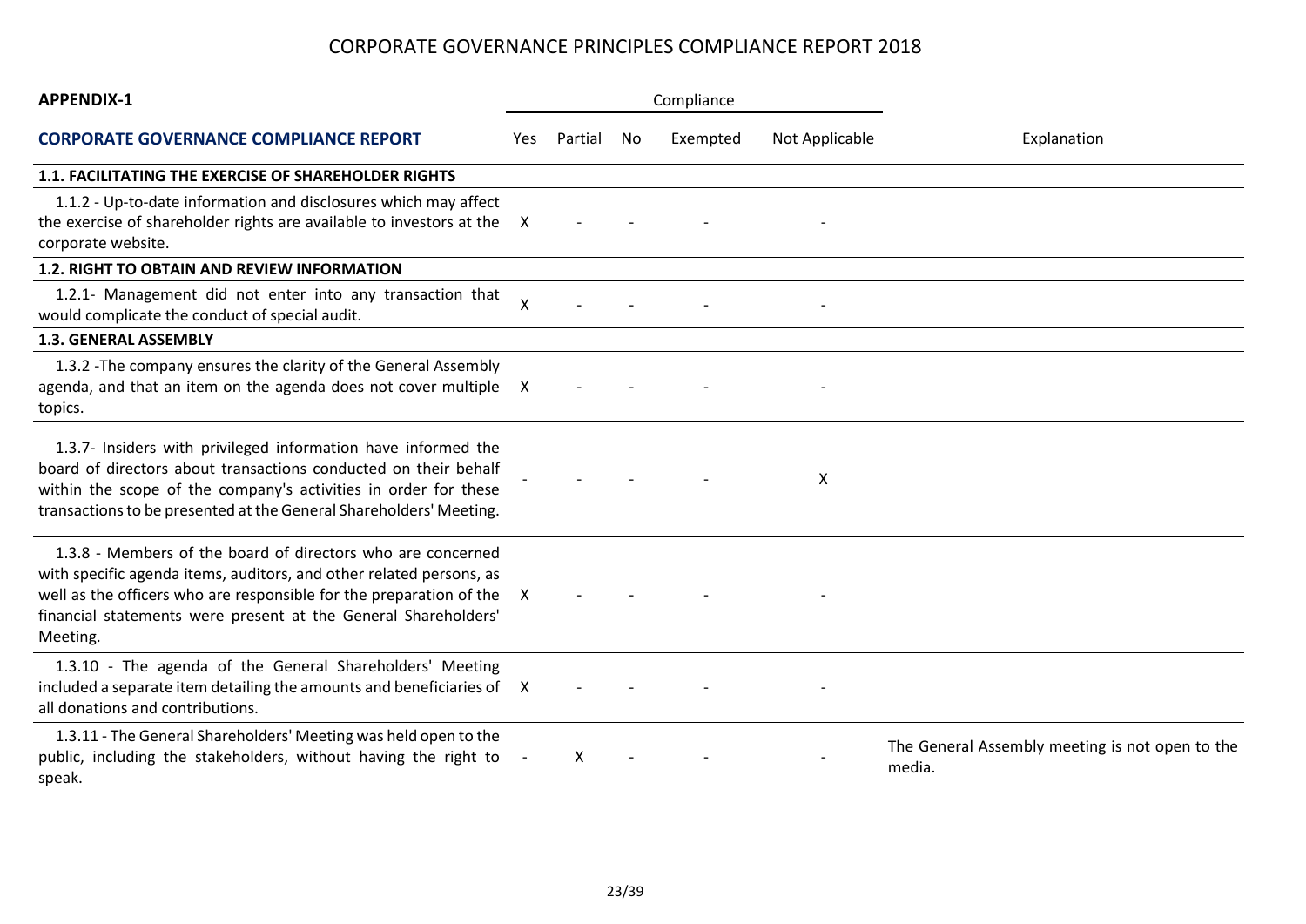# CORPORATE GOVERNANCE PRINCIPLES COMPLIANCE REPORT 2018

**APPENDIX-1**

| **CORPORATE GOVERNANCE COMPLIANCE REPORT** | Compliance | | | | | Explanation |
|---|---|---|---|---|---|---|
| | Yes | Partial | No | Exempted | Not Applicable | |
| **1.1. FACILITATING THE EXERCISE OF SHAREHOLDER RIGHTS** | | | | | | |
| 1.1.2 - Up-to-date information and disclosures which may affect the exercise of shareholder rights are available to investors at the corporate website. | X | - | - | - | - | |
| **1.2. RIGHT TO OBTAIN AND REVIEW INFORMATION** | | | | | | |
| 1.2.1- Management did not enter into any transaction that would complicate the conduct of special audit. | X | - | - | - | - | |
| **1.3. GENERAL ASSEMBLY** | | | | | | |
| 1.3.2 -The company ensures the clarity of the General Assembly agenda, and that an item on the agenda does not cover multiple topics. | X | - | - | - | - | |
| 1.3.7- Insiders with privileged information have informed the board of directors about transactions conducted on their behalf within the scope of the company's activities in order for these transactions to be presented at the General Shareholders' Meeting. | - | - | - | - | X | |
| 1.3.8 - Members of the board of directors who are concerned with specific agenda items, auditors, and other related persons, as well as the officers who are responsible for the preparation of the financial statements were present at the General Shareholders' Meeting. | X | - | - | - | - | |
| 1.3.10 - The agenda of the General Shareholders' Meeting included a separate item detailing the amounts and beneficiaries of all donations and contributions. | X | - | - | - | - | |
| 1.3.11 - The General Shareholders' Meeting was held open to the public, including the stakeholders, without having the right to speak. | - | X | - | - | - | The General Assembly meeting is not open to the media. |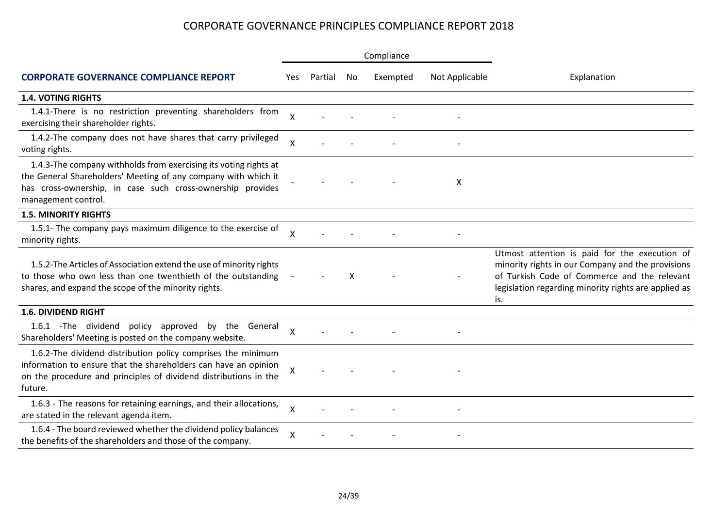# CORPORATE GOVERNANCE PRINCIPLES COMPLIANCE REPORT 2018

| CORPORATE GOVERNANCE COMPLIANCE REPORT | Compliance | | | | | Explanation |
|---|---|---|---|---|---|---|
| | Yes | Partial | No | Exempted | Not Applicable | |
| **1.4. VOTING RIGHTS** | | | | | | |
| 1.4.1-There is no restriction preventing shareholders from exercising their shareholder rights. | X | - | - | - | - | |
| 1.4.2-The company does not have shares that carry privileged voting rights. | X | - | - | - | - | |
| 1.4.3-The company withholds from exercising its voting rights at the General Shareholders' Meeting of any company with which it has cross-ownership, in case such cross-ownership provides management control. | - | - | - | - | X | |
| **1.5. MINORITY RIGHTS** | | | | | | |
| 1.5.1- The company pays maximum diligence to the exercise of minority rights. | X | - | - | - | - | |
| 1.5.2-The Articles of Association extend the use of minority rights to those who own less than one twenthieth of the outstanding shares, and expand the scope of the minority rights. | - | - | X | - | - | Utmost attention is paid for the execution of minority rights in our Company and the provisions of Turkish Code of Commerce and the relevant legislation regarding minority rights are applied as is. |
| **1.6. DIVIDEND RIGHT** | | | | | | |
| 1.6.1 -The dividend policy approved by the General Shareholders' Meeting is posted on the company website. | X | - | - | - | - | |
| 1.6.2-The dividend distribution policy comprises the minimum information to ensure that the shareholders can have an opinion on the procedure and principles of dividend distributions in the future. | X | - | - | - | - | |
| 1.6.3 - The reasons for retaining earnings, and their allocations, are stated in the relevant agenda item. | X | - | - | - | - | |
| 1.6.4 - The board reviewed whether the dividend policy balances the benefits of the shareholders and those of the company. | X | - | - | - | - | |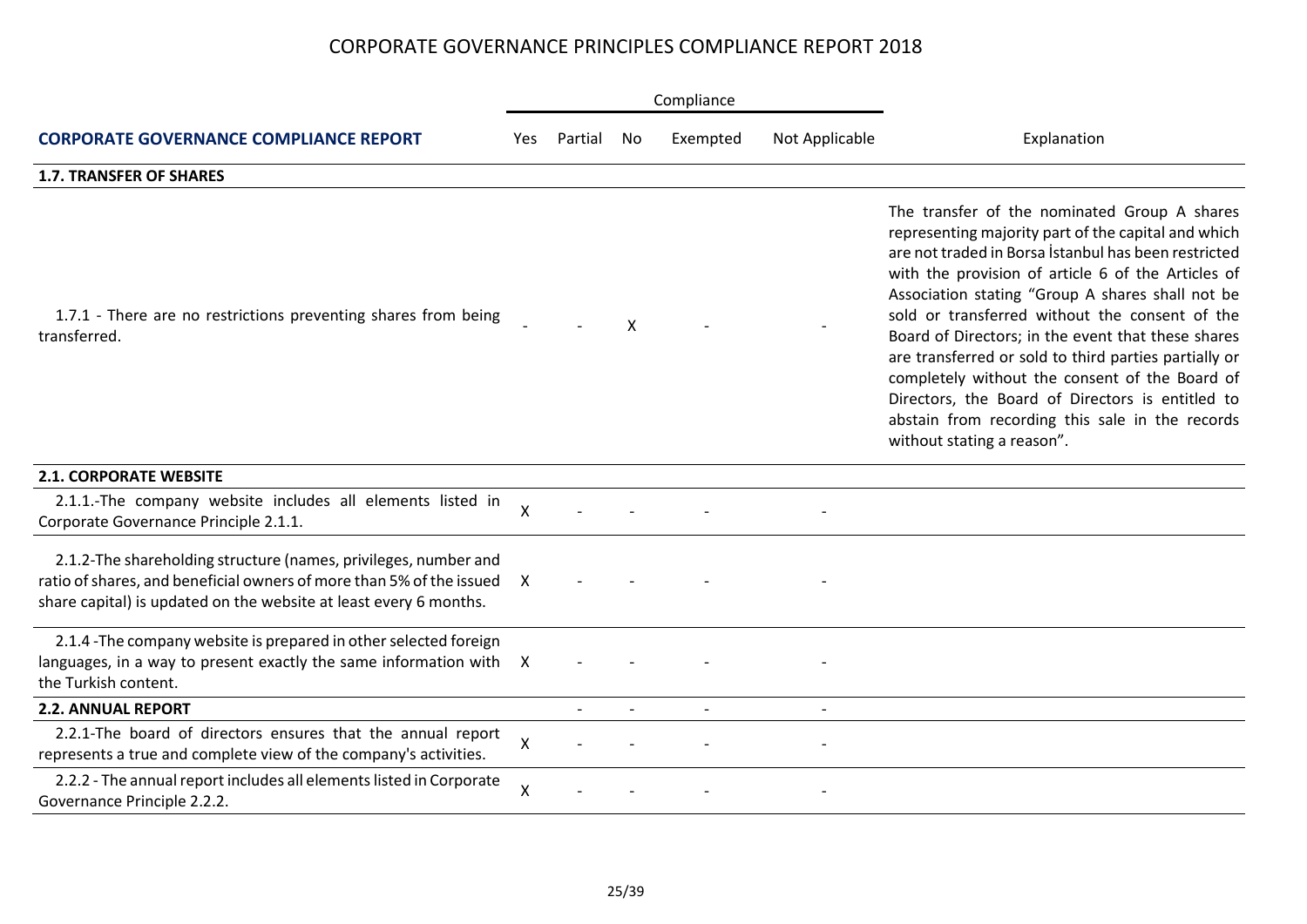# CORPORATE GOVERNANCE PRINCIPLES COMPLIANCE REPORT 2018

| CORPORATE GOVERNANCE COMPLIANCE REPORT | Compliance | | | | | Explanation |
|---|---|---|---|---|---|---|
| | Yes | Partial | No | Exempted | Not Applicable | |
| **1.7. TRANSFER OF SHARES** | | | | | | |
| 1.7.1 - There are no restrictions preventing shares from being transferred. | - | - | X | - | - | The transfer of the nominated Group A shares representing majority part of the capital and which are not traded in Borsa İstanbul has been restricted with the provision of article 6 of the Articles of Association stating "Group A shares shall not be sold or transferred without the consent of the Board of Directors; in the event that these shares are transferred or sold to third parties partially or completely without the consent of the Board of Directors, the Board of Directors is entitled to abstain from recording this sale in the records without stating a reason". |
| **2.1. CORPORATE WEBSITE** | | | | | | |
| 2.1.1.-The company website includes all elements listed in Corporate Governance Principle 2.1.1. | X | - | - | - | - | |
| 2.1.2-The shareholding structure (names, privileges, number and ratio of shares, and beneficial owners of more than 5% of the issued share capital) is updated on the website at least every 6 months. | X | - | - | - | - | |
| 2.1.4 -The company website is prepared in other selected foreign languages, in a way to present exactly the same information with the Turkish content. | X | - | - | - | - | |
| **2.2. ANNUAL REPORT** | | - | - | - | - | |
| 2.2.1-The board of directors ensures that the annual report represents a true and complete view of the company's activities. | X | - | - | - | - | |
| 2.2.2 - The annual report includes all elements listed in Corporate Governance Principle 2.2.2. | X | - | - | - | - | |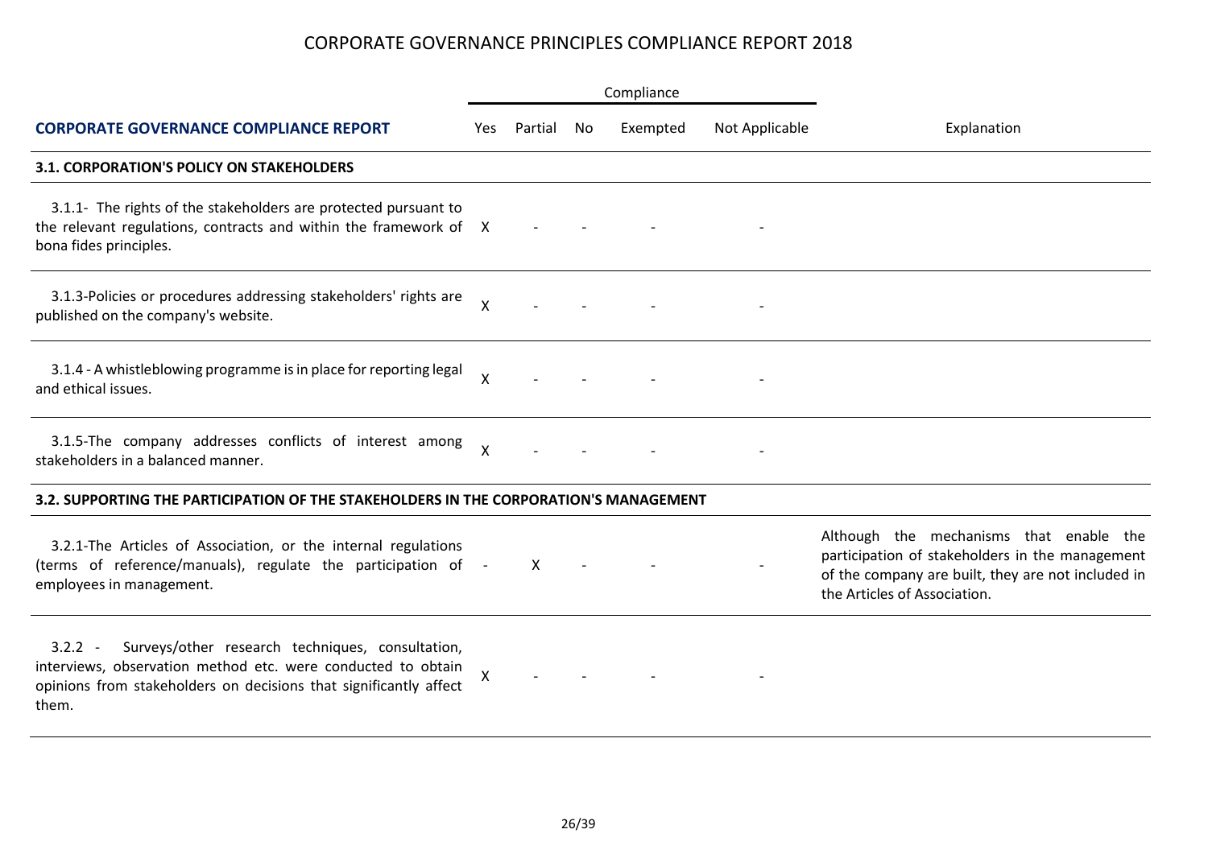# CORPORATE GOVERNANCE PRINCIPLES COMPLIANCE REPORT 2018

| CORPORATE GOVERNANCE COMPLIANCE REPORT | Compliance | | | | | Explanation |
|---|---|---|---|---|---|---|
| | Yes | Partial | No | Exempted | Not Applicable | |
| **3.1. CORPORATION'S POLICY ON STAKEHOLDERS** | | | | | | |
| 3.1.1- The rights of the stakeholders are protected pursuant to the relevant regulations, contracts and within the framework of bona fides principles. | X | - | - | - | - | |
| 3.1.3-Policies or procedures addressing stakeholders' rights are published on the company's website. | X | - | - | - | - | |
| 3.1.4 - A whistleblowing programme is in place for reporting legal and ethical issues. | X | - | - | - | - | |
| 3.1.5-The company addresses conflicts of interest among stakeholders in a balanced manner. | X | - | - | - | - | |
| **3.2. SUPPORTING THE PARTICIPATION OF THE STAKEHOLDERS IN THE CORPORATION'S MANAGEMENT** | | | | | | |
| 3.2.1-The Articles of Association, or the internal regulations (terms of reference/manuals), regulate the participation of employees in management. | - | X | - | - | - | Although the mechanisms that enable the participation of stakeholders in the management of the company are built, they are not included in the Articles of Association. |
| 3.2.2 - Surveys/other research techniques, consultation, interviews, observation method etc. were conducted to obtain opinions from stakeholders on decisions that significantly affect them. | X | - | - | - | - | |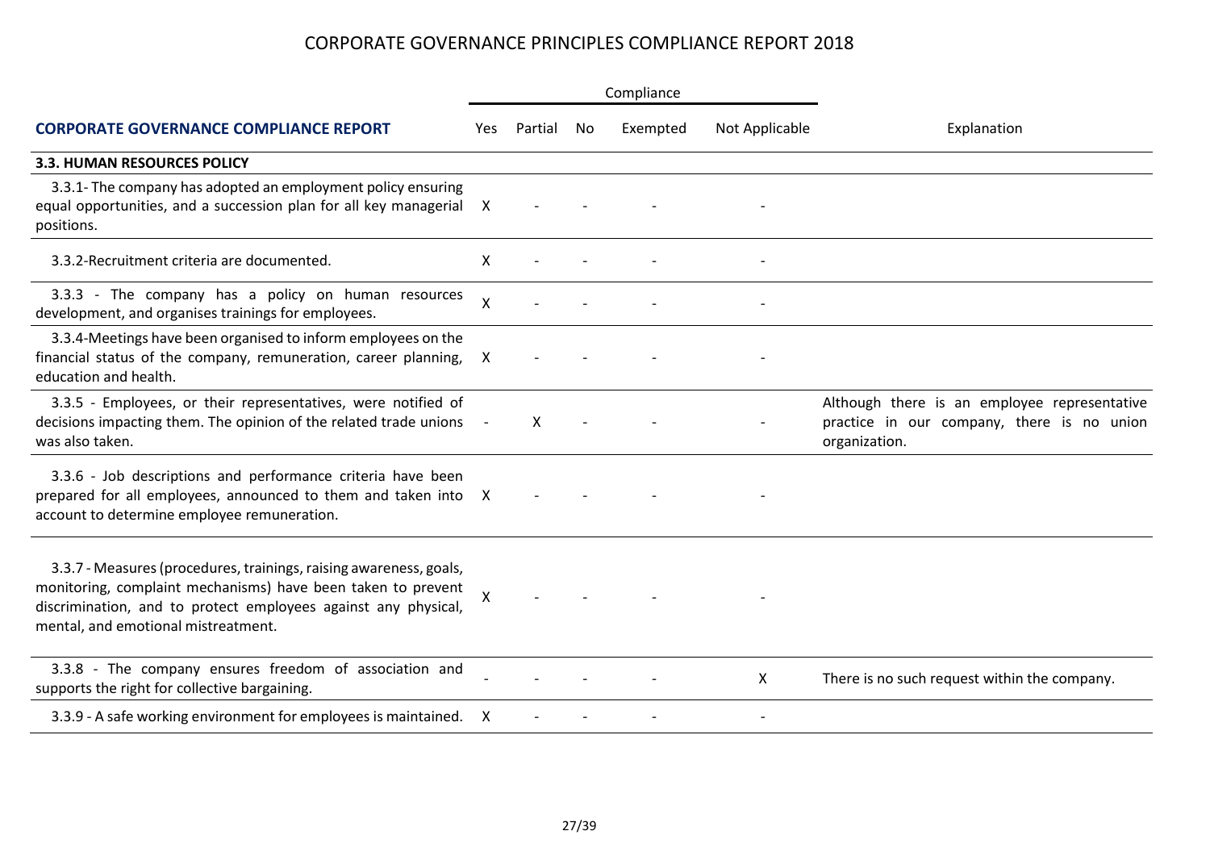# CORPORATE GOVERNANCE PRINCIPLES COMPLIANCE REPORT 2018

| CORPORATE GOVERNANCE COMPLIANCE REPORT | Compliance | | | | | Explanation |
|---|---|---|---|---|---|---|
| | Yes | Partial | No | Exempted | Not Applicable | |
| **3.3. HUMAN RESOURCES POLICY** | | | | | | |
| 3.3.1- The company has adopted an employment policy ensuring equal opportunities, and a succession plan for all key managerial positions. | X | - | - | - | - | |
| 3.3.2-Recruitment criteria are documented. | X | - | - | - | - | |
| 3.3.3 - The company has a policy on human resources development, and organises trainings for employees. | X | - | - | - | - | |
| 3.3.4-Meetings have been organised to inform employees on the financial status of the company, remuneration, career planning, education and health. | X | - | - | - | - | |
| 3.3.5 - Employees, or their representatives, were notified of decisions impacting them. The opinion of the related trade unions was also taken. | - | X | - | - | - | Although there is an employee representative practice in our company, there is no union organization. |
| 3.3.6 - Job descriptions and performance criteria have been prepared for all employees, announced to them and taken into account to determine employee remuneration. | X | - | - | - | - | |
| 3.3.7 - Measures (procedures, trainings, raising awareness, goals, monitoring, complaint mechanisms) have been taken to prevent discrimination, and to protect employees against any physical, mental, and emotional mistreatment. | X | - | - | - | - | |
| 3.3.8 - The company ensures freedom of association and supports the right for collective bargaining. | - | - | - | - | X | There is no such request within the company. |
| 3.3.9 - A safe working environment for employees is maintained. | X | - | - | - | - | |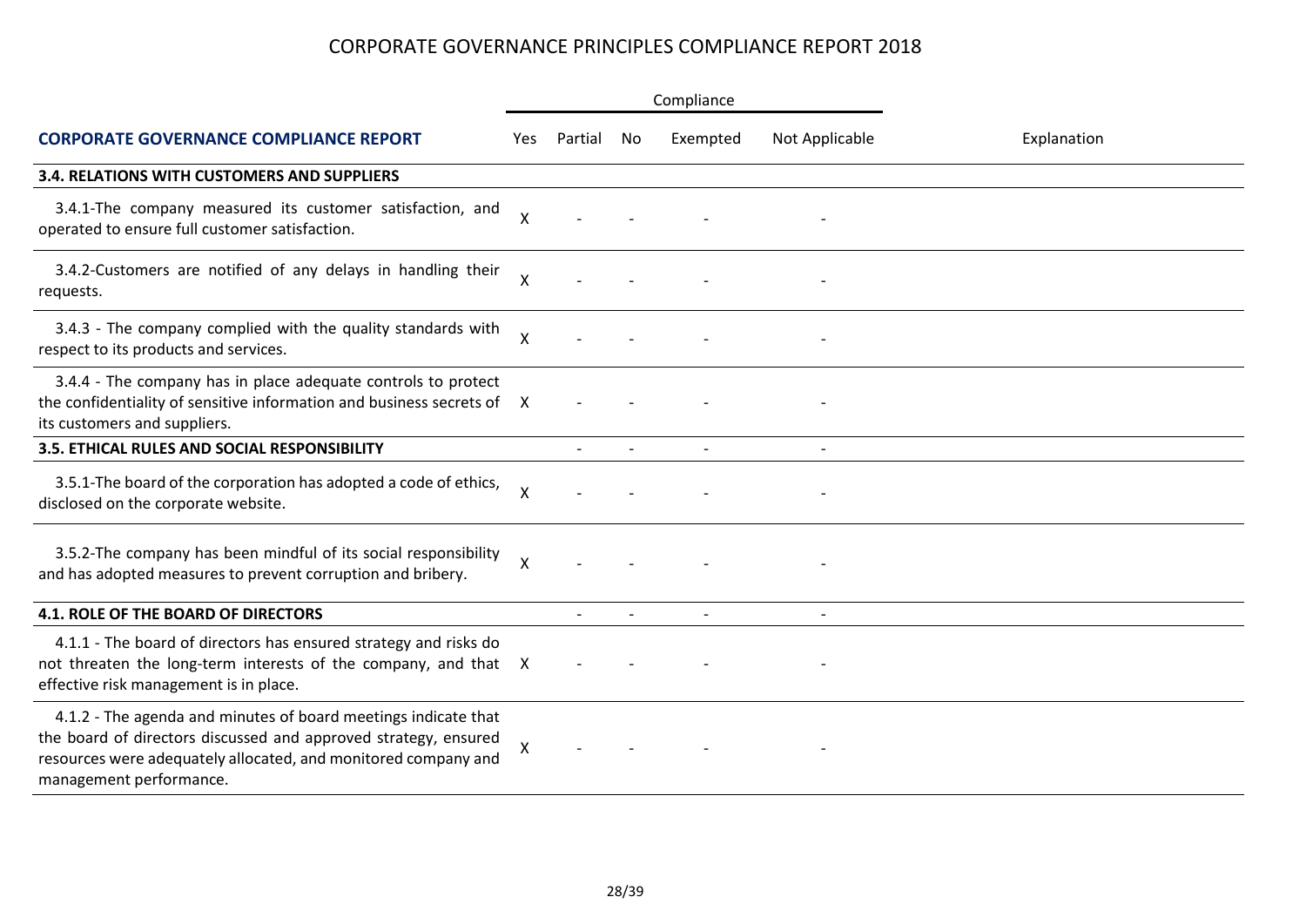# CORPORATE GOVERNANCE PRINCIPLES COMPLIANCE REPORT 2018

| CORPORATE GOVERNANCE COMPLIANCE REPORT | Compliance | | | | | Explanation |
|---|---|---|---|---|---|---|
| | Yes | Partial | No | Exempted | Not Applicable | |
| **3.4. RELATIONS WITH CUSTOMERS AND SUPPLIERS** | | | | | | |
| 3.4.1-The company measured its customer satisfaction, and operated to ensure full customer satisfaction. | X | - | - | - | - | |
| 3.4.2-Customers are notified of any delays in handling their requests. | X | - | - | - | - | |
| 3.4.3 - The company complied with the quality standards with respect to its products and services. | X | - | - | - | - | |
| 3.4.4 - The company has in place adequate controls to protect the confidentiality of sensitive information and business secrets of its customers and suppliers. | X | - | - | - | - | |
| **3.5. ETHICAL RULES AND SOCIAL RESPONSIBILITY** | | - | - | - | - | |
| 3.5.1-The board of the corporation has adopted a code of ethics, disclosed on the corporate website. | X | - | - | - | - | |
| 3.5.2-The company has been mindful of its social responsibility and has adopted measures to prevent corruption and bribery. | X | - | - | - | - | |
| **4.1. ROLE OF THE BOARD OF DIRECTORS** | | - | - | - | - | |
| 4.1.1 - The board of directors has ensured strategy and risks do not threaten the long-term interests of the company, and that effective risk management is in place. | X | - | - | - | - | |
| 4.1.2 - The agenda and minutes of board meetings indicate that the board of directors discussed and approved strategy, ensured resources were adequately allocated, and monitored company and management performance. | X | - | - | - | - | |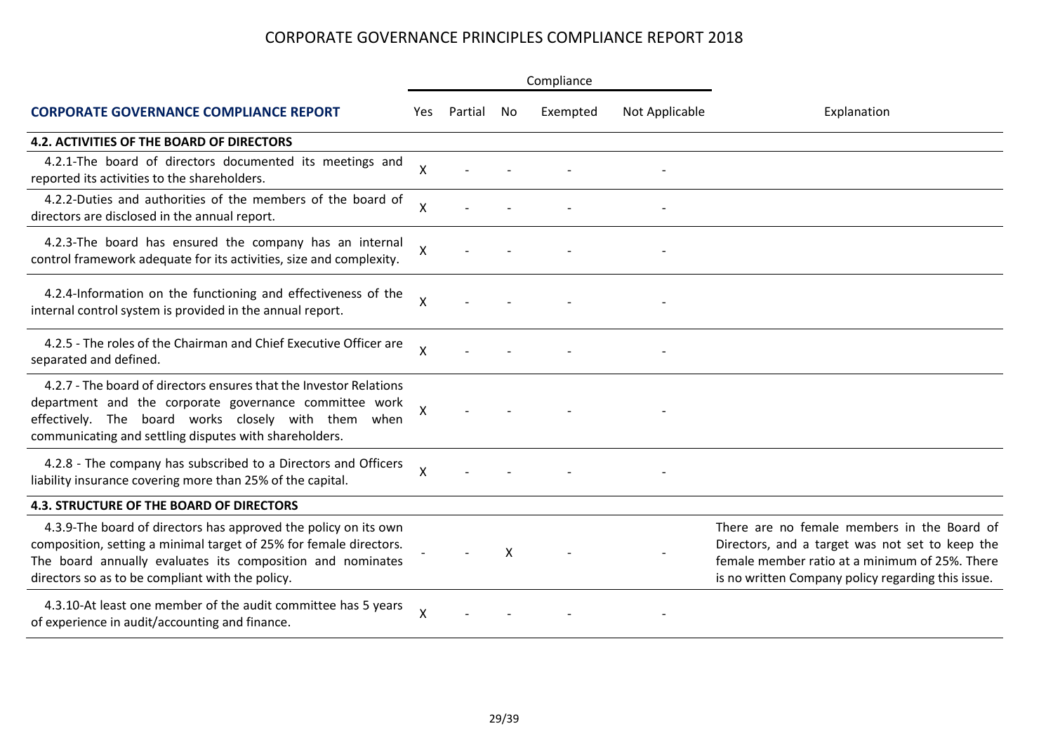# CORPORATE GOVERNANCE PRINCIPLES COMPLIANCE REPORT 2018

| CORPORATE GOVERNANCE COMPLIANCE REPORT | Compliance | | | | | Explanation |
|---|---|---|---|---|---|---|
| | Yes | Partial | No | Exempted | Not Applicable | |
| **4.2. ACTIVITIES OF THE BOARD OF DIRECTORS** | | | | | | |
| 4.2.1-The board of directors documented its meetings and reported its activities to the shareholders. | X | - | - | - | - | |
| 4.2.2-Duties and authorities of the members of the board of directors are disclosed in the annual report. | X | - | - | - | - | |
| 4.2.3-The board has ensured the company has an internal control framework adequate for its activities, size and complexity. | X | - | - | - | - | |
| 4.2.4-Information on the functioning and effectiveness of the internal control system is provided in the annual report. | X | - | - | - | - | |
| 4.2.5 - The roles of the Chairman and Chief Executive Officer are separated and defined. | X | - | - | - | - | |
| 4.2.7 - The board of directors ensures that the Investor Relations department and the corporate governance committee work effectively. The board works closely with them when communicating and settling disputes with shareholders. | X | - | - | - | - | |
| 4.2.8 - The company has subscribed to a Directors and Officers liability insurance covering more than 25% of the capital. | X | - | - | - | - | |
| **4.3. STRUCTURE OF THE BOARD OF DIRECTORS** | | | | | | |
| 4.3.9-The board of directors has approved the policy on its own composition, setting a minimal target of 25% for female directors. The board annually evaluates its composition and nominates directors so as to be compliant with the policy. | - | - | X | - | - | There are no female members in the Board of Directors, and a target was not set to keep the female member ratio at a minimum of 25%. There is no written Company policy regarding this issue. |
| 4.3.10-At least one member of the audit committee has 5 years of experience in audit/accounting and finance. | X | - | - | - | - | |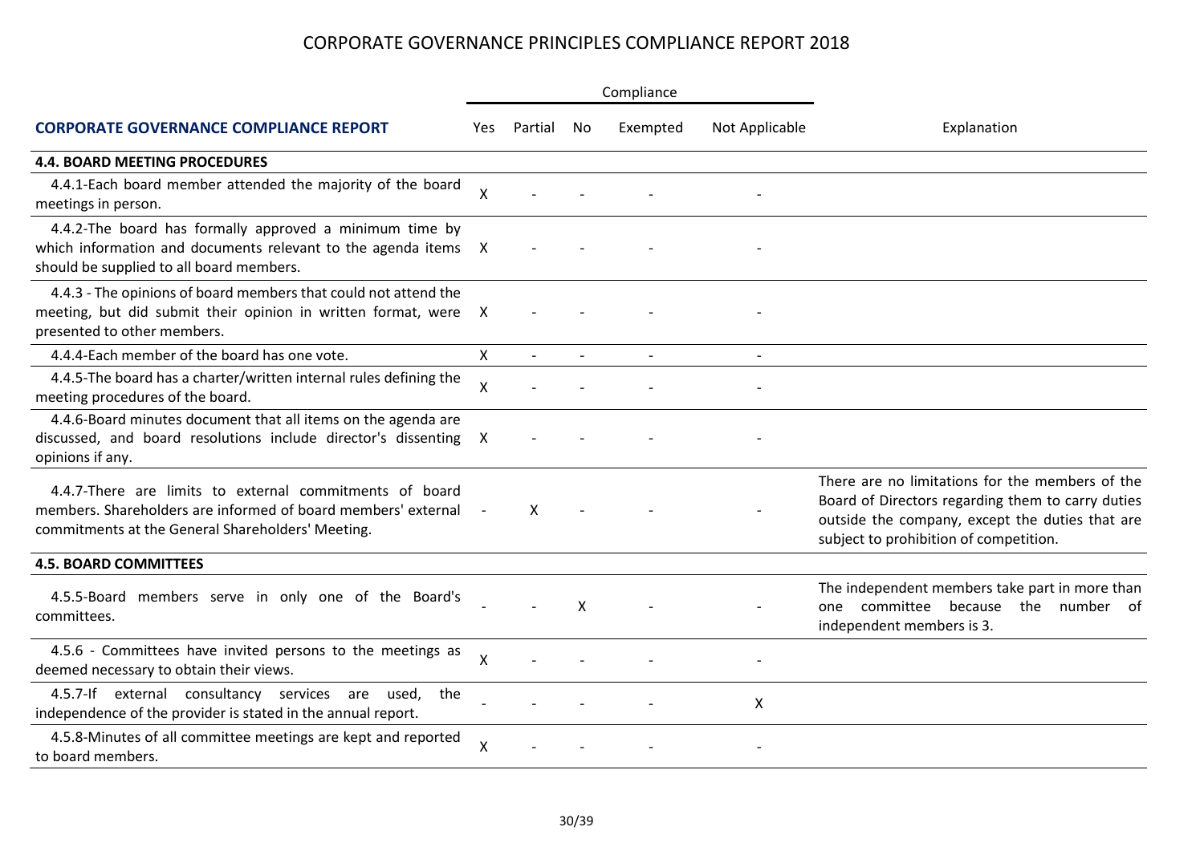# CORPORATE GOVERNANCE PRINCIPLES COMPLIANCE REPORT 2018

| CORPORATE GOVERNANCE COMPLIANCE REPORT | Compliance | | | | | Explanation |
|---|---|---|---|---|---|---|
| | Yes | Partial | No | Exempted | Not Applicable | |
| **4.4. BOARD MEETING PROCEDURES** | | | | | | |
| 4.4.1-Each board member attended the majority of the board meetings in person. | X | - | - | - | - | |
| 4.4.2-The board has formally approved a minimum time by which information and documents relevant to the agenda items should be supplied to all board members. | X | - | - | - | - | |
| 4.4.3 - The opinions of board members that could not attend the meeting, but did submit their opinion in written format, were presented to other members. | X | - | - | - | - | |
| 4.4.4-Each member of the board has one vote. | X | - | - | - | - | |
| 4.4.5-The board has a charter/written internal rules defining the meeting procedures of the board. | X | - | - | - | - | |
| 4.4.6-Board minutes document that all items on the agenda are discussed, and board resolutions include director's dissenting opinions if any. | X | - | - | - | - | |
| 4.4.7-There are limits to external commitments of board members. Shareholders are informed of board members' external commitments at the General Shareholders' Meeting. | - | X | - | - | - | There are no limitations for the members of the Board of Directors regarding them to carry duties outside the company, except the duties that are subject to prohibition of competition. |
| **4.5. BOARD COMMITTEES** | | | | | | |
| 4.5.5-Board members serve in only one of the Board's committees. | - | - | X | - | - | The independent members take part in more than one committee because the number of independent members is 3. |
| 4.5.6 - Committees have invited persons to the meetings as deemed necessary to obtain their views. | X | - | - | - | - | |
| 4.5.7-If external consultancy services are used, the independence of the provider is stated in the annual report. | - | - | - | - | X | |
| 4.5.8-Minutes of all committee meetings are kept and reported to board members. | X | - | - | - | - | |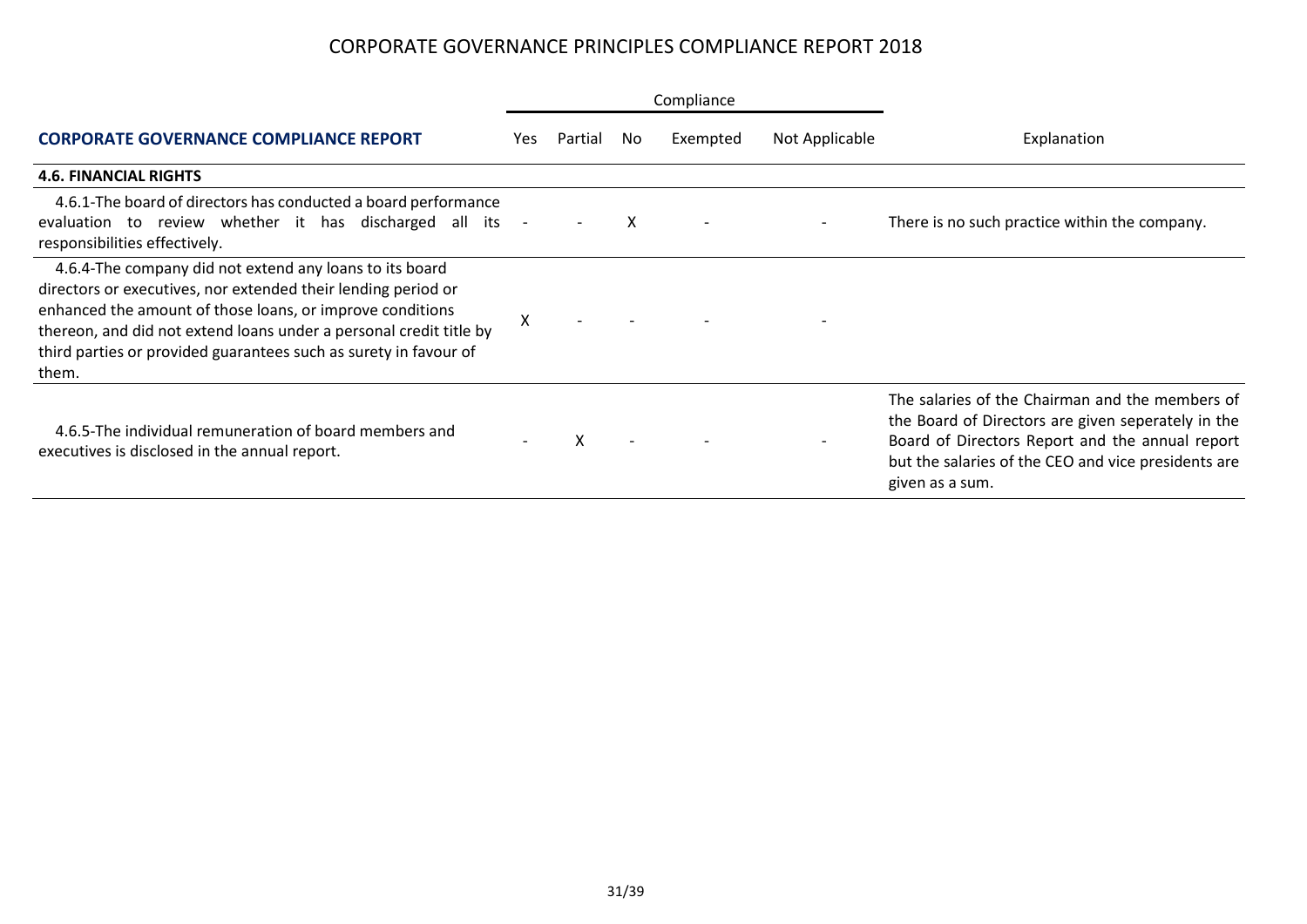# CORPORATE GOVERNANCE PRINCIPLES COMPLIANCE REPORT 2018

| CORPORATE GOVERNANCE COMPLIANCE REPORT | Compliance | | | | | Explanation |
|---|---|---|---|---|---|---|
| | Yes | Partial | No | Exempted | Not Applicable | |
| **4.6. FINANCIAL RIGHTS** | | | | | | |
| 4.6.1-The board of directors has conducted a board performance evaluation to review whether it has discharged all its responsibilities effectively. | - | - | X | - | - | There is no such practice within the company. |
| 4.6.4-The company did not extend any loans to its board directors or executives, nor extended their lending period or enhanced the amount of those loans, or improve conditions thereon, and did not extend loans under a personal credit title by third parties or provided guarantees such as surety in favour of them. | X | - | - | - | - | |
| 4.6.5-The individual remuneration of board members and executives is disclosed in the annual report. | - | X | - | - | - | The salaries of the Chairman and the members of the Board of Directors are given seperately in the Board of Directors Report and the annual report but the salaries of the CEO and vice presidents are given as a sum. |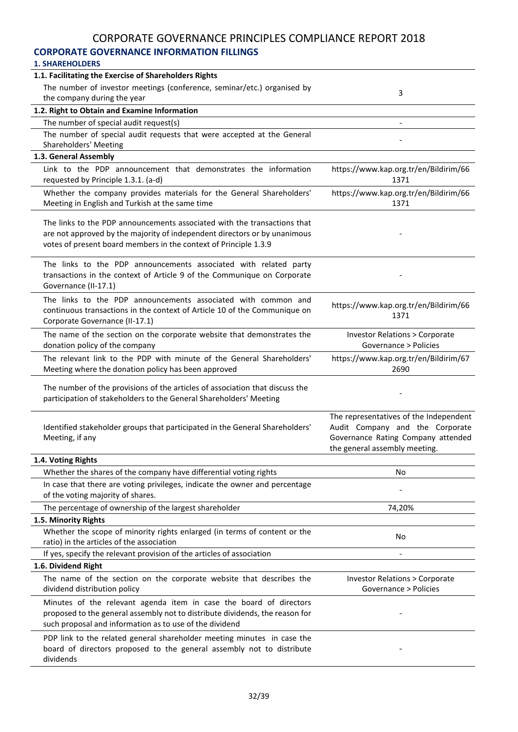# CORPORATE GOVERNANCE PRINCIPLES COMPLIANCE REPORT 2018

## CORPORATE GOVERNANCE INFORMATION FILLINGS

### 1. SHAREHOLDERS

| **1.1. Facilitating the Exercise of Shareholders Rights** | |
|---|---|
| The number of investor meetings (conference, seminar/etc.) organised by the company during the year | 3 |
| **1.2. Right to Obtain and Examine Information** | |
| The number of special audit request(s) | - |
| The number of special audit requests that were accepted at the General Shareholders' Meeting | - |
| **1.3. General Assembly** | |
| Link to the PDP announcement that demonstrates the information requested by Principle 1.3.1. (a-d) | https://www.kap.org.tr/en/Bildirim/661371 |
| Whether the company provides materials for the General Shareholders' Meeting in English and Turkish at the same time | https://www.kap.org.tr/en/Bildirim/661371 |
| The links to the PDP announcements associated with the transactions that are not approved by the majority of independent directors or by unanimous votes of present board members in the context of Principle 1.3.9 | - |
| The links to the PDP announcements associated with related party transactions in the context of Article 9 of the Communique on Corporate Governance (II-17.1) | - |
| The links to the PDP announcements associated with common and continuous transactions in the context of Article 10 of the Communique on Corporate Governance (II-17.1) | https://www.kap.org.tr/en/Bildirim/661371 |
| The name of the section on the corporate website that demonstrates the donation policy of the company | Investor Relations > Corporate Governance > Policies |
| The relevant link to the PDP with minute of the General Shareholders' Meeting where the donation policy has been approved | https://www.kap.org.tr/en/Bildirim/672690 |
| The number of the provisions of the articles of association that discuss the participation of stakeholders to the General Shareholders' Meeting | - |
| Identified stakeholder groups that participated in the General Shareholders' Meeting, if any | The representatives of the Independent Audit Company and the Corporate Governance Rating Company attended the general assembly meeting. |
| **1.4. Voting Rights** | |
| Whether the shares of the company have differential voting rights | No |
| In case that there are voting privileges, indicate the owner and percentage of the voting majority of shares. | - |
| The percentage of ownership of the largest shareholder | 74,20% |
| **1.5. Minority Rights** | |
| Whether the scope of minority rights enlarged (in terms of content or the ratio) in the articles of the association | No |
| If yes, specify the relevant provision of the articles of association | - |
| **1.6. Dividend Right** | |
| The name of the section on the corporate website that describes the dividend distribution policy | Investor Relations > Corporate Governance > Policies |
| Minutes of the relevant agenda item in case the board of directors proposed to the general assembly not to distribute dividends, the reason for such proposal and information as to use of the dividend | - |
| PDP link to the related general shareholder meeting minutes in case the board of directors proposed to the general assembly not to distribute dividends | - |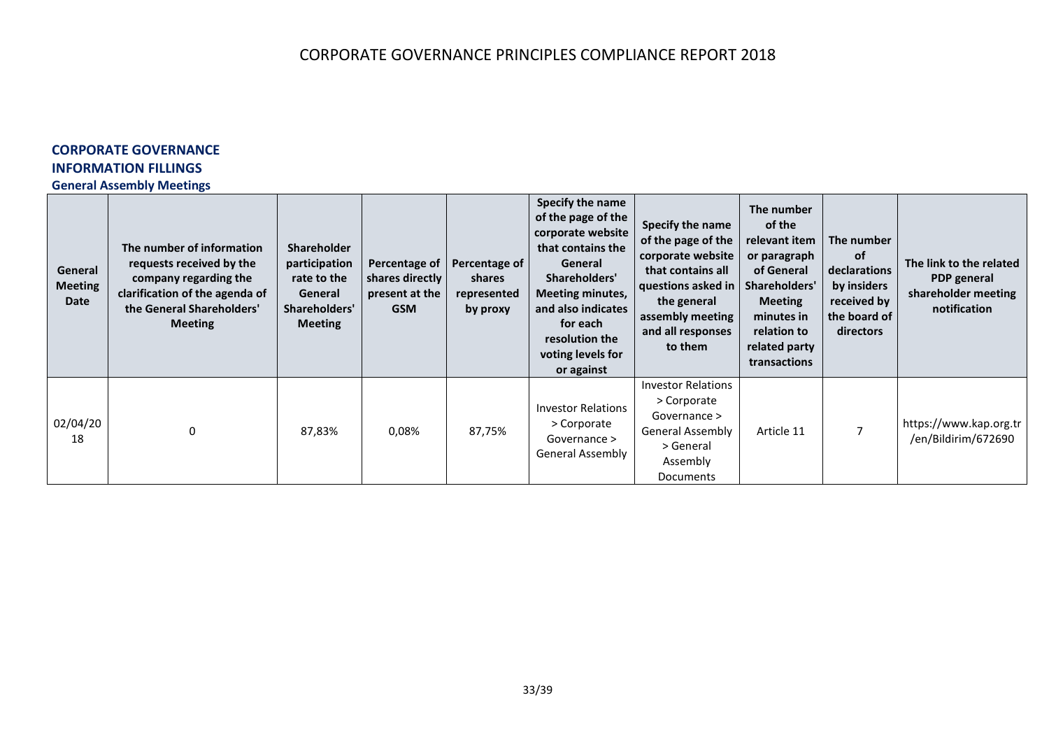# CORPORATE GOVERNANCE PRINCIPLES COMPLIANCE REPORT 2018

## CORPORATE GOVERNANCE INFORMATION FILLINGS

### General Assembly Meetings

| General Meeting Date | The number of information requests received by the company regarding the clarification of the agenda of the General Shareholders' Meeting | Shareholder participation rate to the General Shareholders' Meeting | Percentage of shares directly present at the GSM | Percentage of shares represented by proxy | Specify the name of the page of the corporate website that contains the General Shareholders' Meeting minutes, and also indicates for each resolution the voting levels for or against | Specify the name of the page of the corporate website that contains all questions asked in the general assembly meeting and all responses to them | The number of the relevant item or paragraph of General Shareholders' Meeting minutes in relation to related party transactions | The number of declarations by insiders received by the board of directors | The link to the related PDP general shareholder meeting notification |
|---|---|---|---|---|---|---|---|---|---|
| 02/04/2018 | 0 | 87,83% | 0,08% | 87,75% | Investor Relations > Corporate Governance > General Assembly | Investor Relations > Corporate Governance > General Assembly > General Assembly Documents | Article 11 | 7 | https://www.kap.org.tr/en/Bildirim/672690 |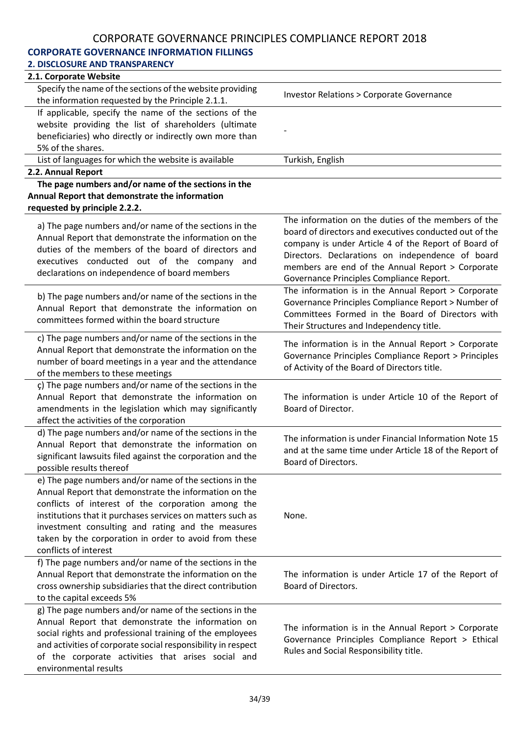# CORPORATE GOVERNANCE PRINCIPLES COMPLIANCE REPORT 2018

## CORPORATE GOVERNANCE INFORMATION FILLINGS

### 2. DISCLOSURE AND TRANSPARENCY

| 2.1. Corporate Website | |
|---|---|
| Specify the name of the sections of the website providing the information requested by the Principle 2.1.1. | Investor Relations > Corporate Governance |
| If applicable, specify the name of the sections of the website providing the list of shareholders (ultimate beneficiaries) who directly or indirectly own more than 5% of the shares. | - |
| List of languages for which the website is available | Turkish, English |
| **2.2. Annual Report** | |
| **The page numbers and/or name of the sections in the Annual Report that demonstrate the information requested by principle 2.2.2.** | |
| a) The page numbers and/or name of the sections in the Annual Report that demonstrate the information on the duties of the members of the board of directors and executives conducted out of the company and declarations on independence of board members | The information on the duties of the members of the board of directors and executives conducted out of the company is under Article 4 of the Report of Board of Directors. Declarations on independence of board members are end of the Annual Report > Corporate Governance Principles Compliance Report. |
| b) The page numbers and/or name of the sections in the Annual Report that demonstrate the information on committees formed within the board structure | The information is in the Annual Report > Corporate Governance Principles Compliance Report > Number of Committees Formed in the Board of Directors with Their Structures and Independency title. |
| c) The page numbers and/or name of the sections in the Annual Report that demonstrate the information on the number of board meetings in a year and the attendance of the members to these meetings | The information is in the Annual Report > Corporate Governance Principles Compliance Report > Principles of Activity of the Board of Directors title. |
| ç) The page numbers and/or name of the sections in the Annual Report that demonstrate the information on amendments in the legislation which may significantly affect the activities of the corporation | The information is under Article 10 of the Report of Board of Director. |
| d) The page numbers and/or name of the sections in the Annual Report that demonstrate the information on significant lawsuits filed against the corporation and the possible results thereof | The information is under Financial Information Note 15 and at the same time under Article 18 of the Report of Board of Directors. |
| e) The page numbers and/or name of the sections in the Annual Report that demonstrate the information on the conflicts of interest of the corporation among the institutions that it purchases services on matters such as investment consulting and rating and the measures taken by the corporation in order to avoid from these conflicts of interest | None. |
| f) The page numbers and/or name of the sections in the Annual Report that demonstrate the information on the cross ownership subsidiaries that the direct contribution to the capital exceeds 5% | The information is under Article 17 of the Report of Board of Directors. |
| g) The page numbers and/or name of the sections in the Annual Report that demonstrate the information on social rights and professional training of the employees and activities of corporate social responsibility in respect of the corporate activities that arises social and environmental results | The information is in the Annual Report > Corporate Governance Principles Compliance Report > Ethical Rules and Social Responsibility title. |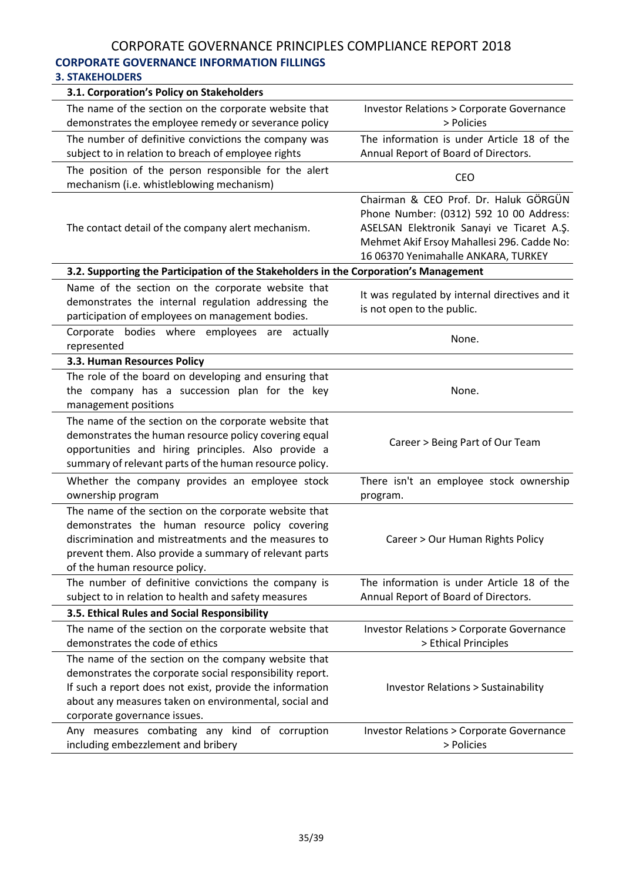# CORPORATE GOVERNANCE PRINCIPLES COMPLIANCE REPORT 2018

## CORPORATE GOVERNANCE INFORMATION FILLINGS

### 3. STAKEHOLDERS

| **3.1. Corporation's Policy on Stakeholders** | |
|---|---|
| The name of the section on the corporate website that demonstrates the employee remedy or severance policy | Investor Relations > Corporate Governance > Policies |
| The number of definitive convictions the company was subject to in relation to breach of employee rights | The information is under Article 18 of the Annual Report of Board of Directors. |
| The position of the person responsible for the alert mechanism (i.e. whistleblowing mechanism) | CEO |
| The contact detail of the company alert mechanism. | Chairman & CEO Prof. Dr. Haluk GÖRGÜN Phone Number: (0312) 592 10 00 Address: ASELSAN Elektronik Sanayi ve Ticaret A.Ş. Mehmet Akif Ersoy Mahallesi 296. Cadde No: 16 06370 Yenimahalle ANKARA, TURKEY |
| **3.2. Supporting the Participation of the Stakeholders in the Corporation's Management** | |
| Name of the section on the corporate website that demonstrates the internal regulation addressing the participation of employees on management bodies. | It was regulated by internal directives and it is not open to the public. |
| Corporate bodies where employees are actually represented | None. |
| **3.3. Human Resources Policy** | |
| The role of the board on developing and ensuring that the company has a succession plan for the key management positions | None. |
| The name of the section on the corporate website that demonstrates the human resource policy covering equal opportunities and hiring principles. Also provide a summary of relevant parts of the human resource policy. | Career > Being Part of Our Team |
| Whether the company provides an employee stock ownership program | There isn't an employee stock ownership program. |
| The name of the section on the corporate website that demonstrates the human resource policy covering discrimination and mistreatments and the measures to prevent them. Also provide a summary of relevant parts of the human resource policy. | Career > Our Human Rights Policy |
| The number of definitive convictions the company is subject to in relation to health and safety measures | The information is under Article 18 of the Annual Report of Board of Directors. |
| **3.5. Ethical Rules and Social Responsibility** | |
| The name of the section on the corporate website that demonstrates the code of ethics | Investor Relations > Corporate Governance > Ethical Principles |
| The name of the section on the company website that demonstrates the corporate social responsibility report. If such a report does not exist, provide the information about any measures taken on environmental, social and corporate governance issues. | Investor Relations > Sustainability |
| Any measures combating any kind of corruption including embezzlement and bribery | Investor Relations > Corporate Governance > Policies |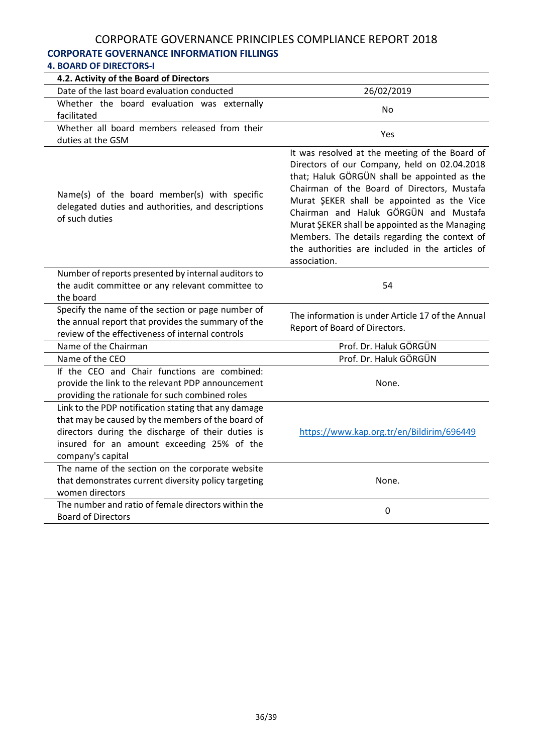# CORPORATE GOVERNANCE PRINCIPLES COMPLIANCE REPORT 2018

## CORPORATE GOVERNANCE INFORMATION FILLINGS

### 4. BOARD OF DIRECTORS-I

| 4.2. Activity of the Board of Directors | |
|---|---|
| Date of the last board evaluation conducted | 26/02/2019 |
| Whether the board evaluation was externally facilitated | No |
| Whether all board members released from their duties at the GSM | Yes |
| Name(s) of the board member(s) with specific delegated duties and authorities, and descriptions of such duties | It was resolved at the meeting of the Board of Directors of our Company, held on 02.04.2018 that; Haluk GÖRGÜN shall be appointed as the Chairman of the Board of Directors, Mustafa Murat ŞEKER shall be appointed as the Vice Chairman and Haluk GÖRGÜN and Mustafa Murat ŞEKER shall be appointed as the Managing Members. The details regarding the context of the authorities are included in the articles of association. |
| Number of reports presented by internal auditors to the audit committee or any relevant committee to the board | 54 |
| Specify the name of the section or page number of the annual report that provides the summary of the review of the effectiveness of internal controls | The information is under Article 17 of the Annual Report of Board of Directors. |
| Name of the Chairman | Prof. Dr. Haluk GÖRGÜN |
| Name of the CEO | Prof. Dr. Haluk GÖRGÜN |
| If the CEO and Chair functions are combined: provide the link to the relevant PDP announcement providing the rationale for such combined roles | None. |
| Link to the PDP notification stating that any damage that may be caused by the members of the board of directors during the discharge of their duties is insured for an amount exceeding 25% of the company's capital | https://www.kap.org.tr/en/Bildirim/696449 |
| The name of the section on the corporate website that demonstrates current diversity policy targeting women directors | None. |
| The number and ratio of female directors within the Board of Directors | 0 |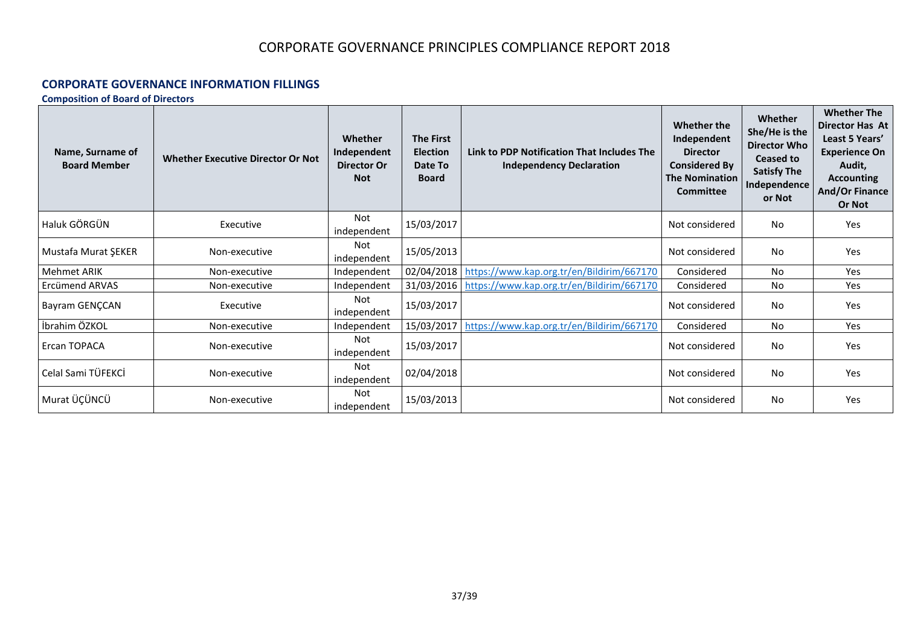# CORPORATE GOVERNANCE PRINCIPLES COMPLIANCE REPORT 2018

## CORPORATE GOVERNANCE INFORMATION FILLINGS

### Composition of Board of Directors

| Name, Surname of Board Member | Whether Executive Director Or Not | Whether Independent Director Or Not | The First Election Date To Board | Link to PDP Notification That Includes The Independency Declaration | Whether the Independent Director Considered By The Nomination Committee | Whether She/He is the Director Who Ceased to Satisfy The Independence or Not | Whether The Director Has At Least 5 Years' Experience On Audit, Accounting And/Or Finance Or Not |
|---|---|---|---|---|---|---|---|
| Haluk GÖRGÜN | Executive | Not independent | 15/03/2017 | | Not considered | No | Yes |
| Mustafa Murat ŞEKER | Non-executive | Not independent | 15/05/2013 | | Not considered | No | Yes |
| Mehmet ARIK | Non-executive | Independent | 02/04/2018 | https://www.kap.org.tr/en/Bildirim/667170 | Considered | No | Yes |
| Ercümend ARVAS | Non-executive | Independent | 31/03/2016 | https://www.kap.org.tr/en/Bildirim/667170 | Considered | No | Yes |
| Bayram GENÇCAN | Executive | Not independent | 15/03/2017 | | Not considered | No | Yes |
| İbrahim ÖZKOL | Non-executive | Independent | 15/03/2017 | https://www.kap.org.tr/en/Bildirim/667170 | Considered | No | Yes |
| Ercan TOPACA | Non-executive | Not independent | 15/03/2017 | | Not considered | No | Yes |
| Celal Sami TÜFEKCİ | Non-executive | Not independent | 02/04/2018 | | Not considered | No | Yes |
| Murat ÜÇÜNCÜ | Non-executive | Not independent | 15/03/2013 | | Not considered | No | Yes |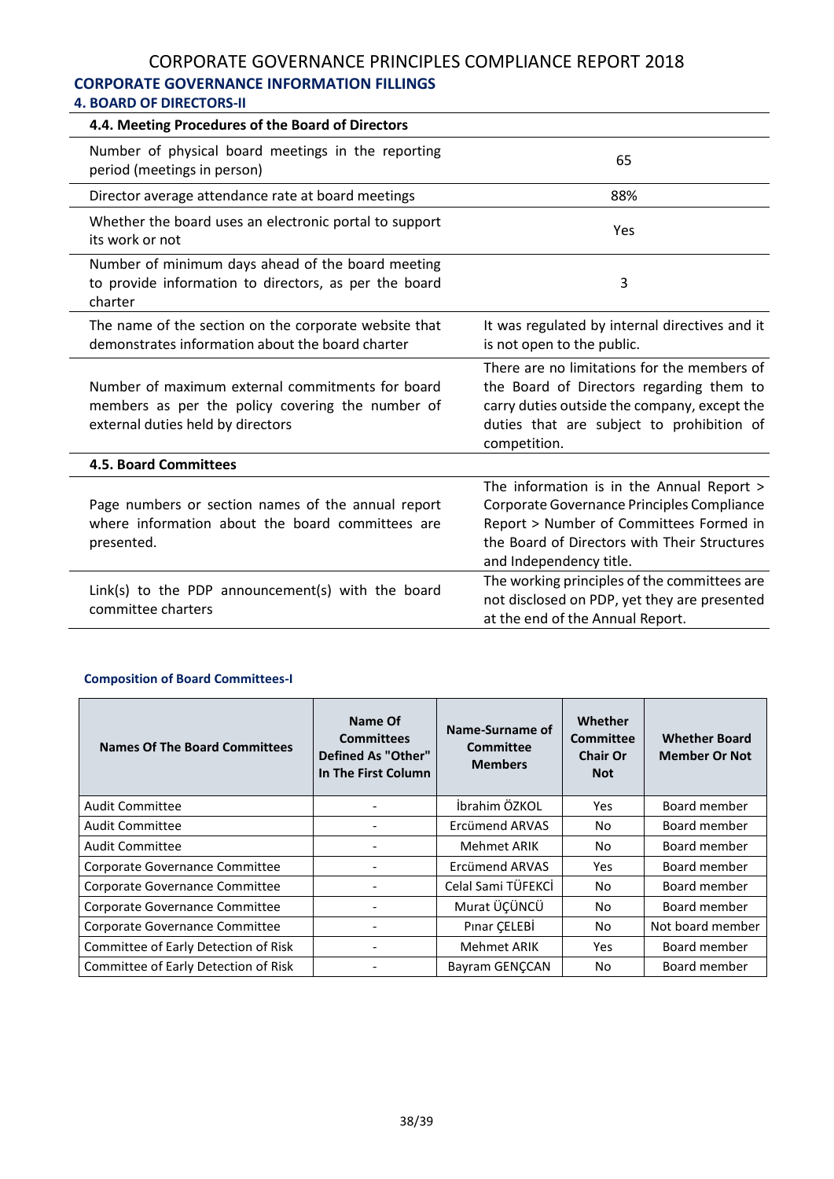# CORPORATE GOVERNANCE PRINCIPLES COMPLIANCE REPORT 2018

## CORPORATE GOVERNANCE INFORMATION FILLINGS

### 4. BOARD OF DIRECTORS-II

| 4.4. Meeting Procedures of the Board of Directors | |
|---|---|
| Number of physical board meetings in the reporting period (meetings in person) | 65 |
| Director average attendance rate at board meetings | 88% |
| Whether the board uses an electronic portal to support its work or not | Yes |
| Number of minimum days ahead of the board meeting to provide information to directors, as per the board charter | 3 |
| The name of the section on the corporate website that demonstrates information about the board charter | It was regulated by internal directives and it is not open to the public. |
| Number of maximum external commitments for board members as per the policy covering the number of external duties held by directors | There are no limitations for the members of the Board of Directors regarding them to carry duties outside the company, except the duties that are subject to prohibition of competition. |
| **4.5. Board Committees** | |
| Page numbers or section names of the annual report where information about the board committees are presented. | The information is in the Annual Report > Corporate Governance Principles Compliance Report > Number of Committees Formed in the Board of Directors with Their Structures and Independency title. |
| Link(s) to the PDP announcement(s) with the board committee charters | The working principles of the committees are not disclosed on PDP, yet they are presented at the end of the Annual Report. |

**Composition of Board Committees-I**

| Names Of The Board Committees | Name Of Committees Defined As "Other" In The First Column | Name-Surname of Committee Members | Whether Committee Chair Or Not | Whether Board Member Or Not |
|---|---|---|---|---|
| Audit Committee | - | İbrahim ÖZKOL | Yes | Board member |
| Audit Committee | - | Ercümend ARVAS | No | Board member |
| Audit Committee | - | Mehmet ARIK | No | Board member |
| Corporate Governance Committee | - | Ercümend ARVAS | Yes | Board member |
| Corporate Governance Committee | - | Celal Sami TÜFEKCİ | No | Board member |
| Corporate Governance Committee | - | Murat ÜÇÜNCÜ | No | Board member |
| Corporate Governance Committee | - | Pınar ÇELEBİ | No | Not board member |
| Committee of Early Detection of Risk | - | Mehmet ARIK | Yes | Board member |
| Committee of Early Detection of Risk | - | Bayram GENÇCAN | No | Board member |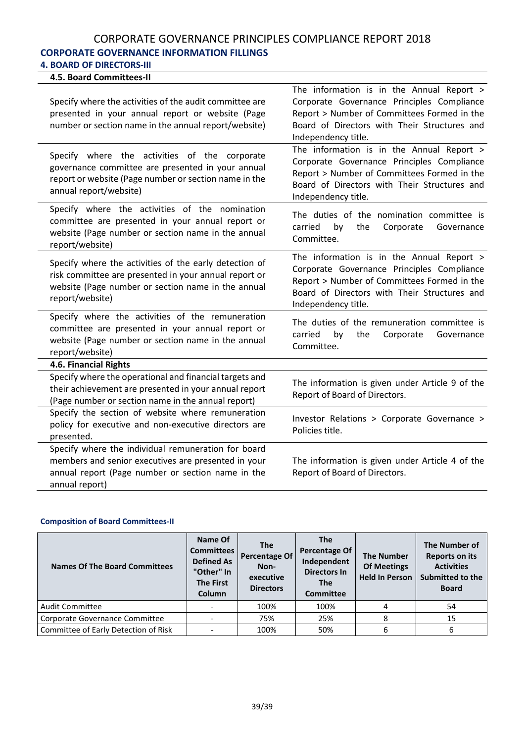# CORPORATE GOVERNANCE PRINCIPLES COMPLIANCE REPORT 2018

## CORPORATE GOVERNANCE INFORMATION FILLINGS

### 4. BOARD OF DIRECTORS-III

| 4.5. Board Committees-II | |
|---|---|
| Specify where the activities of the audit committee are presented in your annual report or website (Page number or section name in the annual report/website) | The information is in the Annual Report > Corporate Governance Principles Compliance Report > Number of Committees Formed in the Board of Directors with Their Structures and Independency title. |
| Specify where the activities of the corporate governance committee are presented in your annual report or website (Page number or section name in the annual report/website) | The information is in the Annual Report > Corporate Governance Principles Compliance Report > Number of Committees Formed in the Board of Directors with Their Structures and Independency title. |
| Specify where the activities of the nomination committee are presented in your annual report or website (Page number or section name in the annual report/website) | The duties of the nomination committee is carried by the Corporate Governance Committee. |
| Specify where the activities of the early detection of risk committee are presented in your annual report or website (Page number or section name in the annual report/website) | The information is in the Annual Report > Corporate Governance Principles Compliance Report > Number of Committees Formed in the Board of Directors with Their Structures and Independency title. |
| Specify where the activities of the remuneration committee are presented in your annual report or website (Page number or section name in the annual report/website) | The duties of the remuneration committee is carried by the Corporate Governance Committee. |
| **4.6. Financial Rights** | |
| Specify where the operational and financial targets and their achievement are presented in your annual report (Page number or section name in the annual report) | The information is given under Article 9 of the Report of Board of Directors. |
| Specify the section of website where remuneration policy for executive and non-executive directors are presented. | Investor Relations > Corporate Governance > Policies title. |
| Specify where the individual remuneration for board members and senior executives are presented in your annual report (Page number or section name in the annual report) | The information is given under Article 4 of the Report of Board of Directors. |

#### Composition of Board Committees-II

| Names Of The Board Committees | Name Of Committees Defined As "Other" In The First Column | The Percentage Of Non-executive Directors | The Percentage Of Independent Directors In The Committee | The Number Of Meetings Held In Person | The Number of Reports on its Activities Submitted to the Board |
|---|---|---|---|---|---|
| Audit Committee | - | 100% | 100% | 4 | 54 |
| Corporate Governance Committee | - | 75% | 25% | 8 | 15 |
| Committee of Early Detection of Risk | - | 100% | 50% | 6 | 6 |